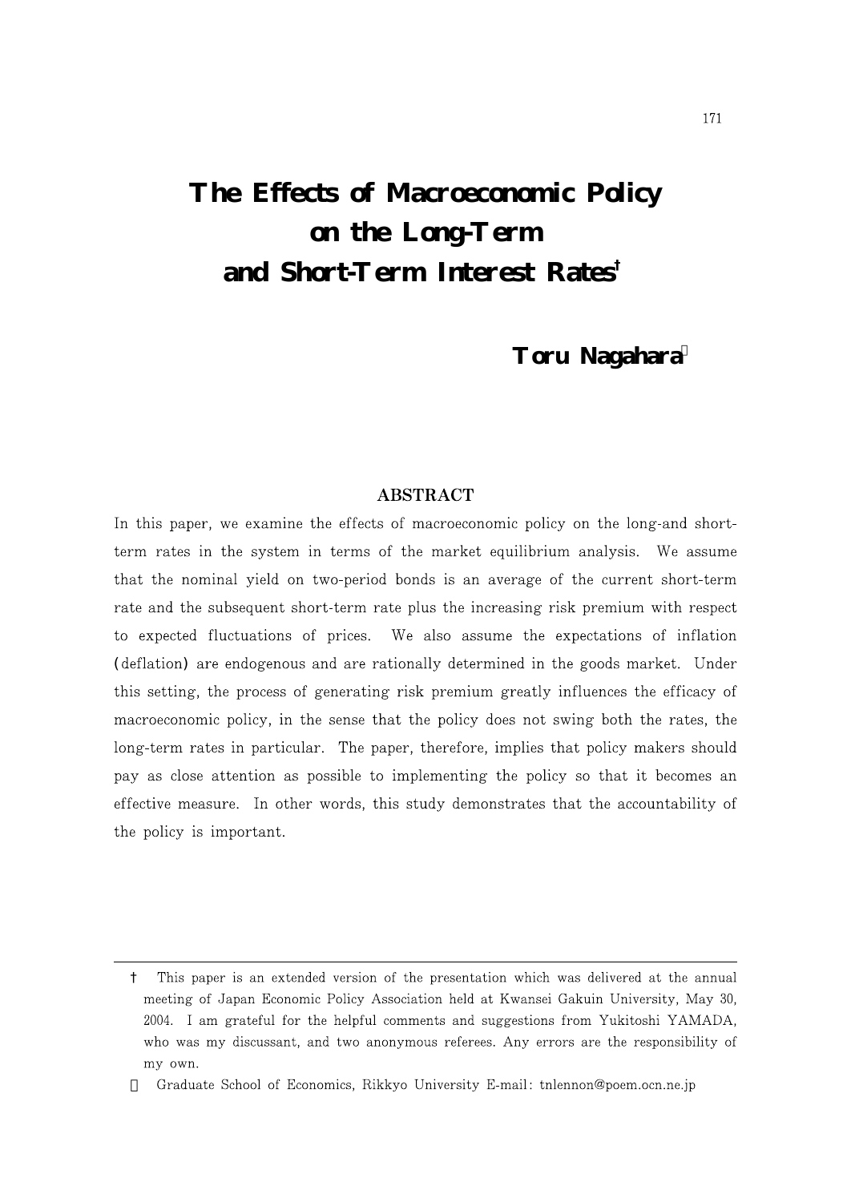# The Effects of Macroeconomic Policy on the Long-Term and Short-Term Interest Rates†

**Toru Nagahara**[*]

## ABSTRACT

In this paper, we examine the effects of macroeconomic policy on the long-and short-term rates in the system in terms of the market equilibrium analysis. We assume that the nominal yield on two-period bonds is an average of the current short-term rate and the subsequent short-term rate plus the increasing risk premium with respect to expected fluctuations of prices. We also assume the expectations of inflation (deflation) are endogenous and are rationally determined in the goods market. Under this setting, the process of generating risk premium greatly influences the efficacy of macroeconomic policy, in the sense that the policy does not swing both the rates, the long-term rates in particular. The paper, therefore, implies that policy makers should pay as close attention as possible to implementing the policy so that it becomes an effective measure. In other words, this study demonstrates that the accountability of the policy is important.

---

† This paper is an extended version of the presentation which was delivered at the annual meeting of Japan Economic Policy Association held at Kwansei Gakuin University, May 30, 2004. I am grateful for the helpful comments and suggestions from Yukitoshi YAMADA, who was my discussant, and two anonymous referees. Any errors are the responsibility of my own.

[*] Graduate School of Economics, Rikkyo University E-mail: tnlennon@poem.ocn.ne.jp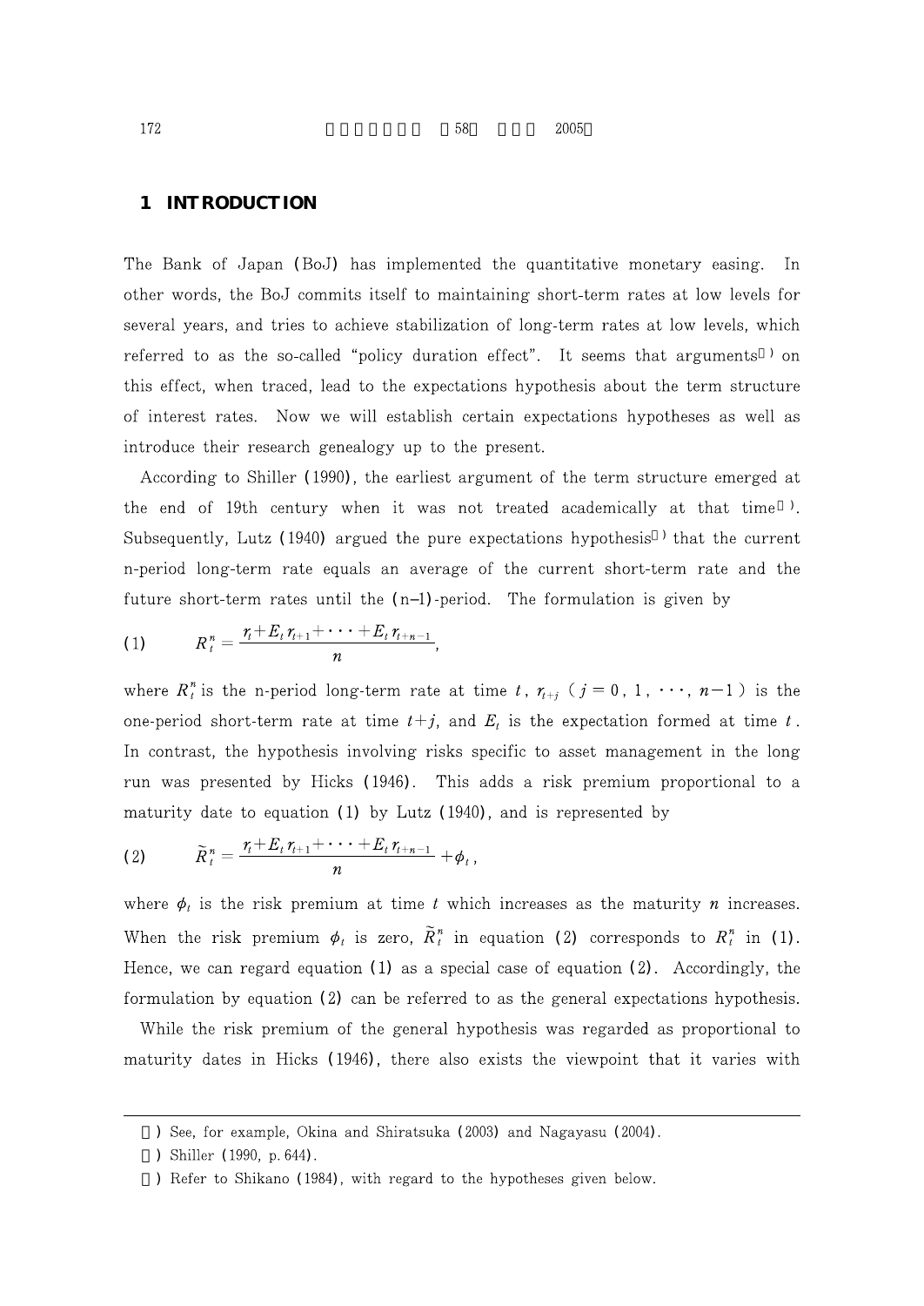## 1 INTRODUCTION

The Bank of Japan (BoJ) has implemented the quantitative monetary easing. In other words, the BoJ commits itself to maintaining short-term rates at low levels for several years, and tries to achieve stabilization of long-term rates at low levels, which referred to as the so-called "policy duration effect". It seems that arguments[1] on this effect, when traced, lead to the expectations hypothesis about the term structure of interest rates. Now we will establish certain expectations hypotheses as well as introduce their research genealogy up to the present.

According to Shiller (1990), the earliest argument of the term structure emerged at the end of 19th century when it was not treated academically at that time[2]. Subsequently, Lutz (1940) argued the pure expectations hypothesis[3] that the current n-period long-term rate equals an average of the current short-term rate and the future short-term rates until the (n–1)-period. The formulation is given by

$$(1) \qquad R_t^n = \frac{r_t + E_t r_{t+1} + \cdots + E_t r_{t+n-1}}{n},$$

where $R_t^n$ is the n-period long-term rate at time $t$, $r_{t+j}$ ($j = 0, 1, \cdots, n-1$) is the one-period short-term rate at time $t+j$, and $E_t$ is the expectation formed at time $t$. In contrast, the hypothesis involving risks specific to asset management in the long run was presented by Hicks (1946). This adds a risk premium proportional to a maturity date to equation (1) by Lutz (1940), and is represented by

$$(2) \qquad \tilde{R}_t^n = \frac{r_t + E_t r_{t+1} + \cdots + E_t r_{t+n-1}}{n} + \phi_t,$$

where $\phi_t$ is the risk premium at time $t$ which increases as the maturity $n$ increases. When the risk premium $\phi_t$ is zero, $\tilde{R}_t^n$ in equation (2) corresponds to $R_t^n$ in (1). Hence, we can regard equation (1) as a special case of equation (2). Accordingly, the formulation by equation (2) can be referred to as the general expectations hypothesis.

While the risk premium of the general hypothesis was regarded as proportional to maturity dates in Hicks (1946), there also exists the viewpoint that it varies with

---

[1] See, for example, Okina and Shiratsuka (2003) and Nagayasu (2004).

[2] Shiller (1990, p. 644).

[3] Refer to Shikano (1984), with regard to the hypotheses given below.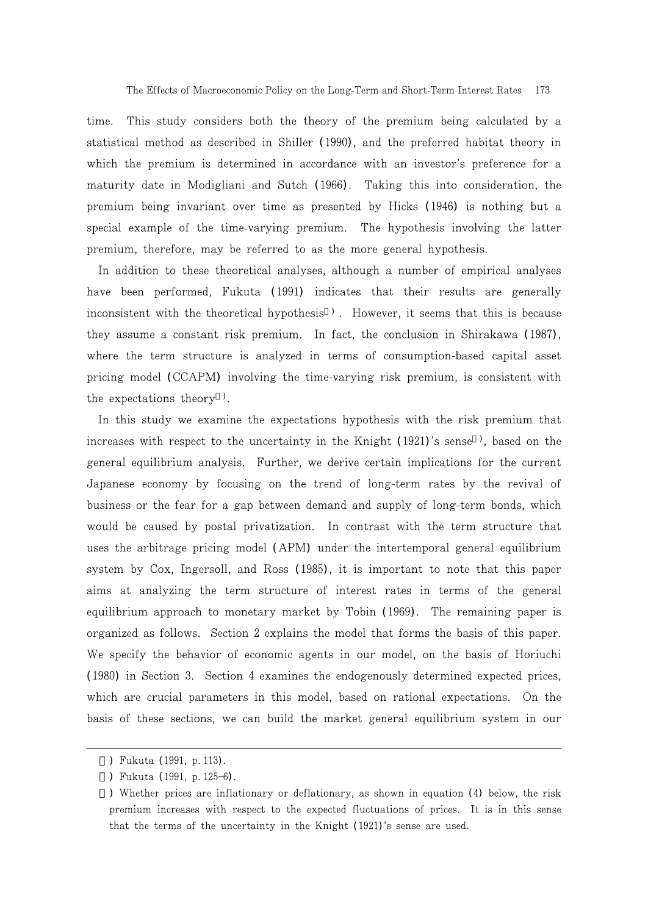time. This study considers both the theory of the premium being calculated by a statistical method as described in Shiller (1990), and the preferred habitat theory in which the premium is determined in accordance with an investor's preference for a maturity date in Modigliani and Sutch (1966). Taking this into consideration, the premium being invariant over time as presented by Hicks (1946) is nothing but a special example of the time-varying premium. The hypothesis involving the latter premium, therefore, may be referred to as the more general hypothesis.

In addition to these theoretical analyses, although a number of empirical analyses have been performed, Fukuta (1991) indicates that their results are generally inconsistent with the theoretical hypothesis[ ]. However, it seems that this is because they assume a constant risk premium. In fact, the conclusion in Shirakawa (1987), where the term structure is analyzed in terms of consumption-based capital asset pricing model (CCAPM) involving the time-varying risk premium, is consistent with the expectations theory[ ].

In this study we examine the expectations hypothesis with the risk premium that increases with respect to the uncertainty in the Knight (1921)'s sense[ ], based on the general equilibrium analysis. Further, we derive certain implications for the current Japanese economy by focusing on the trend of long-term rates by the revival of business or the fear for a gap between demand and supply of long-term bonds, which would be caused by postal privatization. In contrast with the term structure that uses the arbitrage pricing model (APM) under the intertemporal general equilibrium system by Cox, Ingersoll, and Ross (1985), it is important to note that this paper aims at analyzing the term structure of interest rates in terms of the general equilibrium approach to monetary market by Tobin (1969). The remaining paper is organized as follows. Section 2 explains the model that forms the basis of this paper. We specify the behavior of economic agents in our model, on the basis of Horiuchi (1980) in Section 3. Section 4 examines the endogenously determined expected prices, which are crucial parameters in this model, based on rational expectations. On the basis of these sections, we can build the market general equilibrium system in our

---

[ ] Fukuta (1991, p. 113).

[ ] Fukuta (1991, p. 125–6).

[ ] Whether prices are inflationary or deflationary, as shown in equation (4) below, the risk premium increases with respect to the expected fluctuations of prices. It is in this sense that the terms of the uncertainty in the Knight (1921)'s sense are used.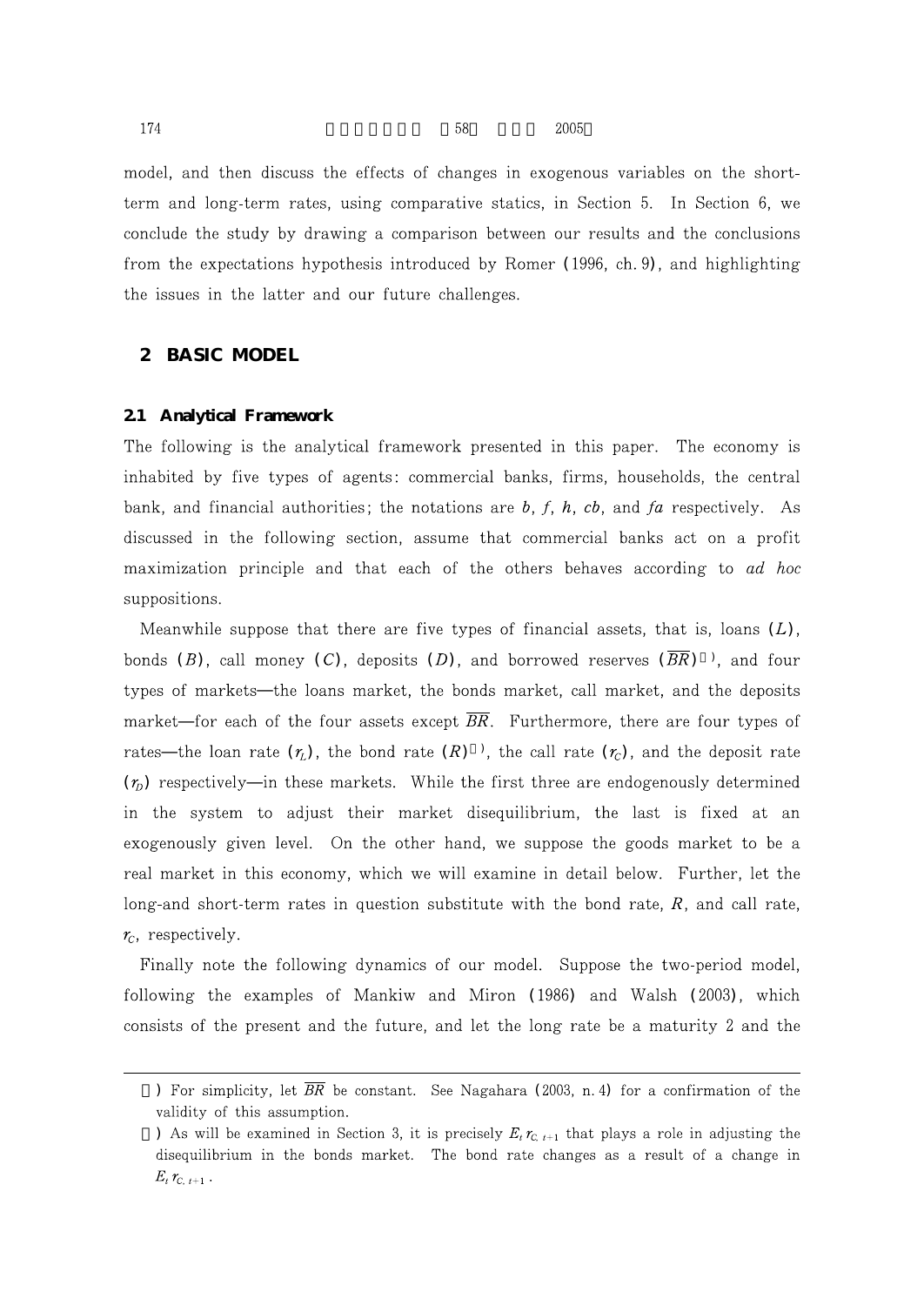model, and then discuss the effects of changes in exogenous variables on the short-term and long-term rates, using comparative statics, in Section 5. In Section 6, we conclude the study by drawing a comparison between our results and the conclusions from the expectations hypothesis introduced by Romer (1996, ch. 9), and highlighting the issues in the latter and our future challenges.

## 2 BASIC MODEL

### 2.1 Analytical Framework

The following is the analytical framework presented in this paper. The economy is inhabited by five types of agents: commercial banks, firms, households, the central bank, and financial authorities; the notations are *b*, *f*, *h*, *cb*, and *fa* respectively. As discussed in the following section, assume that commercial banks act on a profit maximization principle and that each of the others behaves according to *ad hoc* suppositions.

Meanwhile suppose that there are five types of financial assets, that is, loans ($L$), bonds ($B$), call money ($C$), deposits ($D$), and borrowed reserves ($\overline{BR}$)[1], and four types of markets—the loans market, the bonds market, call market, and the deposits market—for each of the four assets except $\overline{BR}$. Furthermore, there are four types of rates—the loan rate ($r_L$), the bond rate ($R$)[2], the call rate ($r_C$), and the deposit rate ($r_D$) respectively—in these markets. While the first three are endogenously determined in the system to adjust their market disequilibrium, the last is fixed at an exogenously given level. On the other hand, we suppose the goods market to be a real market in this economy, which we will examine in detail below. Further, let the long-and short-term rates in question substitute with the bond rate, $R$, and call rate, $r_C$, respectively.

Finally note the following dynamics of our model. Suppose the two-period model, following the examples of Mankiw and Miron (1986) and Walsh (2003), which consists of the present and the future, and let the long rate be a maturity 2 and the

---

[1] For simplicity, let $\overline{BR}$ be constant. See Nagahara (2003, n. 4) for a confirmation of the validity of this assumption.

[2] As will be examined in Section 3, it is precisely $E_t r_{C,\, t+1}$ that plays a role in adjusting the disequilibrium in the bonds market. The bond rate changes as a result of a change in $E_t r_{C,\, t+1}$.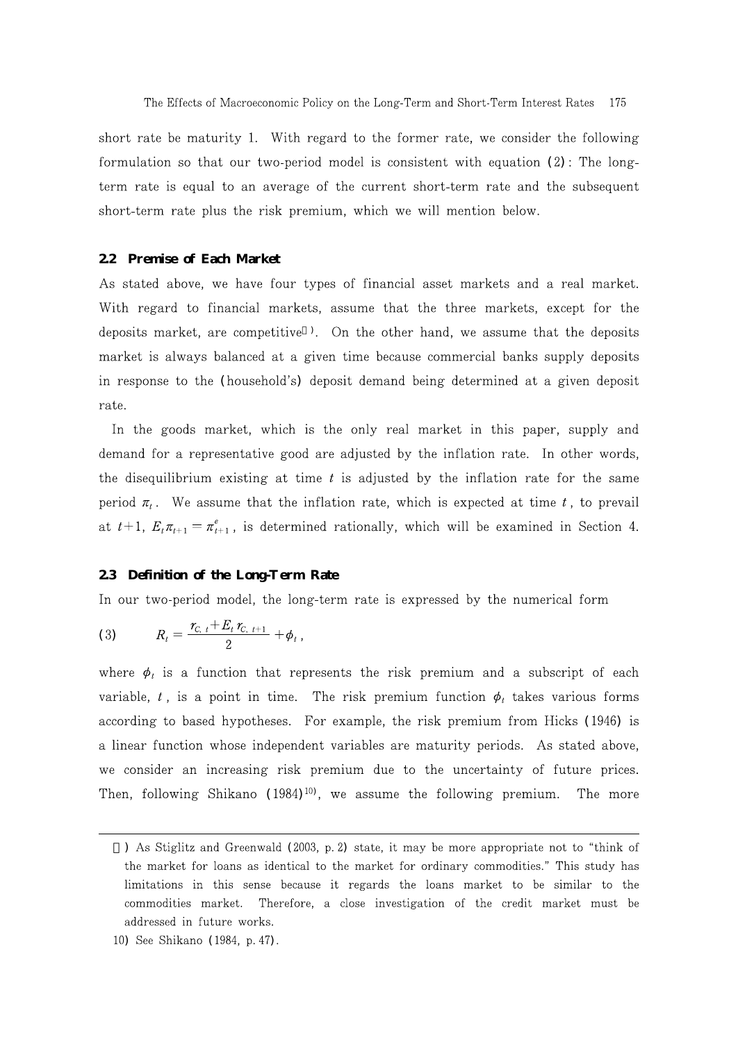short rate be maturity 1. With regard to the former rate, we consider the following formulation so that our two-period model is consistent with equation (2): The long-term rate is equal to an average of the current short-term rate and the subsequent short-term rate plus the risk premium, which we will mention below.

### 2.2 Premise of Each Market

As stated above, we have four types of financial asset markets and a real market. With regard to financial markets, assume that the three markets, except for the deposits market, are competitive[9]. On the other hand, we assume that the deposits market is always balanced at a given time because commercial banks supply deposits in response to the (household's) deposit demand being determined at a given deposit rate.

In the goods market, which is the only real market in this paper, supply and demand for a representative good are adjusted by the inflation rate. In other words, the disequilibrium existing at time $t$ is adjusted by the inflation rate for the same period $\pi_t$. We assume that the inflation rate, which is expected at time $t$, to prevail at $t+1$, $E_t \pi_{t+1} = \pi^e_{t+1}$, is determined rationally, which will be examined in Section 4.

### 2.3 Definition of the Long-Term Rate

In our two-period model, the long-term rate is expressed by the numerical form

$$(3) \qquad R_t = \frac{r_{C,\,t} + E_t\, r_{C,\,t+1}}{2} + \phi_t\,,$$

where $\phi_t$ is a function that represents the risk premium and a subscript of each variable, $t$, is a point in time. The risk premium function $\phi_t$ takes various forms according to based hypotheses. For example, the risk premium from Hicks (1946) is a linear function whose independent variables are maturity periods. As stated above, we consider an increasing risk premium due to the uncertainty of future prices. Then, following Shikano (1984)[10], we assume the following premium. The more

---

9) As Stiglitz and Greenwald (2003, p. 2) state, it may be more appropriate not to "think of the market for loans as identical to the market for ordinary commodities." This study has limitations in this sense because it regards the loans market to be similar to the commodities market. Therefore, a close investigation of the credit market must be addressed in future works.

10) See Shikano (1984, p. 47).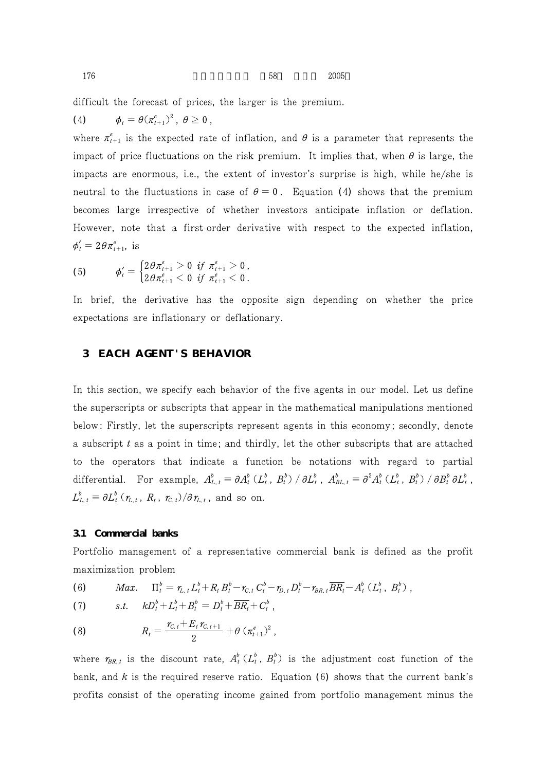difficult the forecast of prices, the larger is the premium.

$$\phi_t = \theta(\pi^e_{t+1})^2, \ \theta \geq 0, \tag{4}$$

where $\pi^e_{t+1}$ is the expected rate of inflation, and $\theta$ is a parameter that represents the impact of price fluctuations on the risk premium. It implies that, when $\theta$ is large, the impacts are enormous, i.e., the extent of investor's surprise is high, while he/she is neutral to the fluctuations in case of $\theta = 0$. Equation (4) shows that the premium becomes large irrespective of whether investors anticipate inflation or deflation. However, note that a first-order derivative with respect to the expected inflation, $\phi'_t = 2\theta\pi^e_{t+1}$, is

$$\phi'_t = \begin{cases} 2\theta\pi^e_{t+1} > 0 \ \ if \ \pi^e_{t+1} > 0, \\ 2\theta\pi^e_{t+1} < 0 \ \ if \ \pi^e_{t+1} < 0. \end{cases} \tag{5}$$

In brief, the derivative has the opposite sign depending on whether the price expectations are inflationary or deflationary.

## 3 EACH AGENT'S BEHAVIOR

In this section, we specify each behavior of the five agents in our model. Let us define the superscripts or subscripts that appear in the mathematical manipulations mentioned below: Firstly, let the superscripts represent agents in this economy; secondly, denote a subscript $t$ as a point in time; and thirdly, let the other subscripts that are attached to the operators that indicate a function be notations with regard to partial differential. For example, $A^b_{L,t} \equiv \partial A^b_t(L^b_t, B^b_t)/\partial L^b_t$, $A^b_{BL,t} \equiv \partial^2 A^b_t(L^b_t, B^b_t)/\partial B^b_t \partial L^b_t$, $L^b_{L,t} \equiv \partial L^b_t(r_{L,t}, R_t, r_{C,t})/\partial r_{L,t}$, and so on.

### 3.1 Commercial banks

Portfolio management of a representative commercial bank is defined as the profit maximization problem

$$Max. \quad \Pi^b_t = r_{L,t}L^b_t + R_t B^b_t - r_{C,t}C^b_t - r_{D,t}D^b_t - r_{BR,t}\overline{BR}_t - A^b_t(L^b_t, B^b_t), \tag{6}$$

$$s.t. \quad kD^b_t + L^b_t + B^b_t = D^b_t + \overline{BR}_t + C^b_t, \tag{7}$$

$$R_t = \frac{r_{C,t} + E_t r_{C,t+1}}{2} + \theta(\pi^e_{t+1})^2, \tag{8}$$

where $r_{BR,t}$ is the discount rate, $A^b_t(L^b_t, B^b_t)$ is the adjustment cost function of the bank, and $k$ is the required reserve ratio. Equation (6) shows that the current bank's profits consist of the operating income gained from portfolio management minus the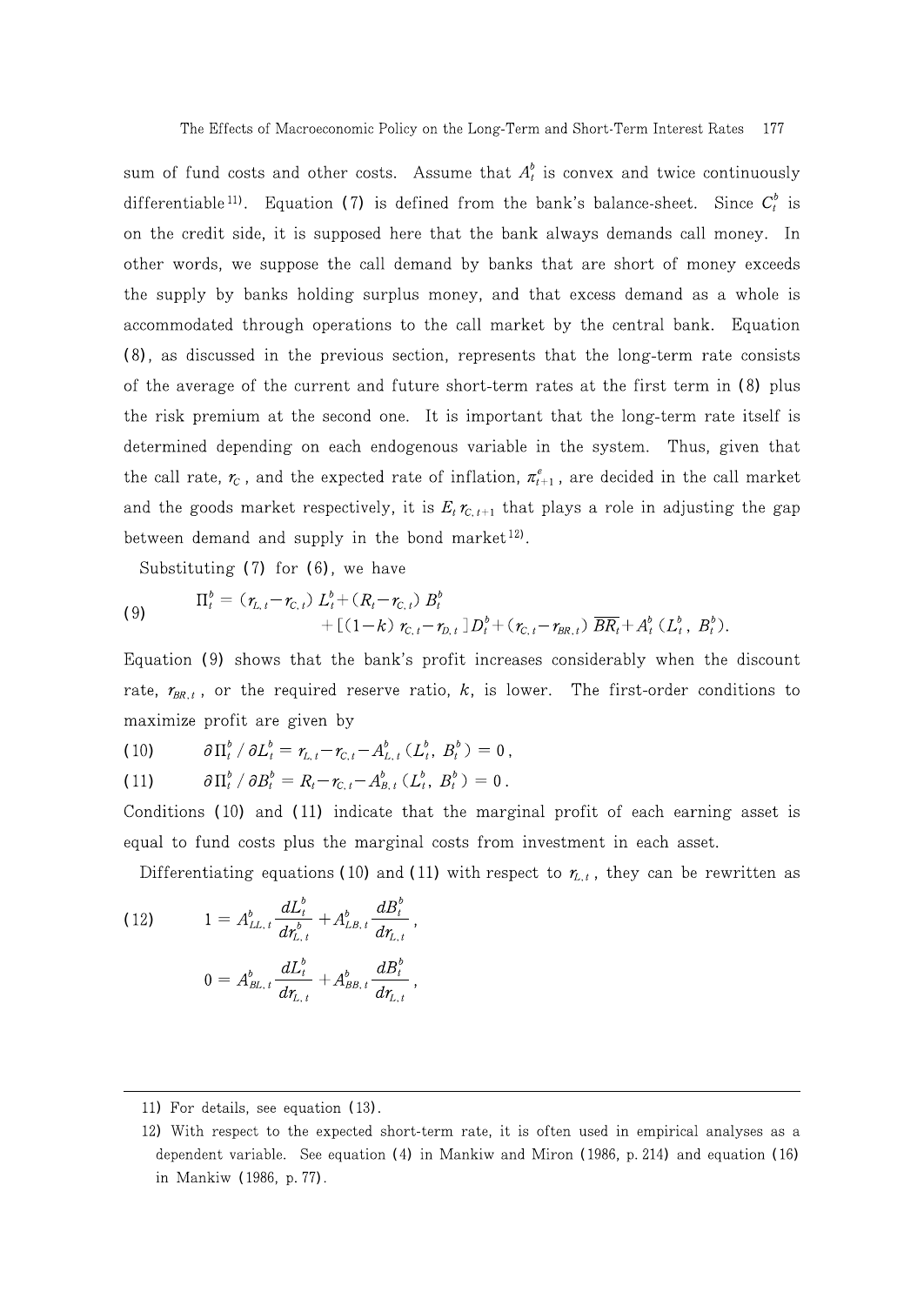sum of fund costs and other costs. Assume that $A_t^b$ is convex and twice continuously differentiable[11]. Equation (7) is defined from the bank's balance-sheet. Since $C_t^b$ is on the credit side, it is supposed here that the bank always demands call money. In other words, we suppose the call demand by banks that are short of money exceeds the supply by banks holding surplus money, and that excess demand as a whole is accommodated through operations to the call market by the central bank. Equation (8), as discussed in the previous section, represents that the long-term rate consists of the average of the current and future short-term rates at the first term in (8) plus the risk premium at the second one. It is important that the long-term rate itself is determined depending on each endogenous variable in the system. Thus, given that the call rate, $r_C$, and the expected rate of inflation, $\pi_{t+1}^e$, are decided in the call market and the goods market respectively, it is $E_t r_{C,t+1}$ that plays a role in adjusting the gap between demand and supply in the bond market[12].

Substituting (7) for (6), we have

$$
\begin{aligned}
\text{(9)} \qquad \Pi_t^b = {} & (r_{L,t} - r_{C,t}) L_t^b + (R_t - r_{C,t}) B_t^b \\
& + [(1-k) r_{C,t} - r_{D,t}] D_t^b + (r_{C,t} - r_{BR,t}) \overline{BR}_t + A_t^b (L_t^b, B_t^b).
\end{aligned}
$$

Equation (9) shows that the bank's profit increases considerably when the discount rate, $r_{BR,t}$, or the required reserve ratio, $k$, is lower. The first-order conditions to maximize profit are given by

$$\text{(10)} \qquad \partial \Pi_t^b / \partial L_t^b = r_{L,t} - r_{C,t} - A_{L,t}^b (L_t^b, B_t^b) = 0,$$

$$\text{(11)} \qquad \partial \Pi_t^b / \partial B_t^b = R_t - r_{C,t} - A_{B,t}^b (L_t^b, B_t^b) = 0.$$

Conditions (10) and (11) indicate that the marginal profit of each earning asset is equal to fund costs plus the marginal costs from investment in each asset.

Differentiating equations (10) and (11) with respect to $r_{L,t}$, they can be rewritten as

$$
\begin{aligned}
\text{(12)} \qquad 1 &= A_{LL,t}^b \frac{dL_t^b}{dr_{L,t}^b} + A_{LB,t}^b \frac{dB_t^b}{dr_{L,t}}, \\
0 &= A_{BL,t}^b \frac{dL_t^b}{dr_{L,t}} + A_{BB,t}^b \frac{dB_t^b}{dr_{L,t}},
\end{aligned}
$$

---

11) For details, see equation (13).

12) With respect to the expected short-term rate, it is often used in empirical analyses as a dependent variable. See equation (4) in Mankiw and Miron (1986, p. 214) and equation (16) in Mankiw (1986, p. 77).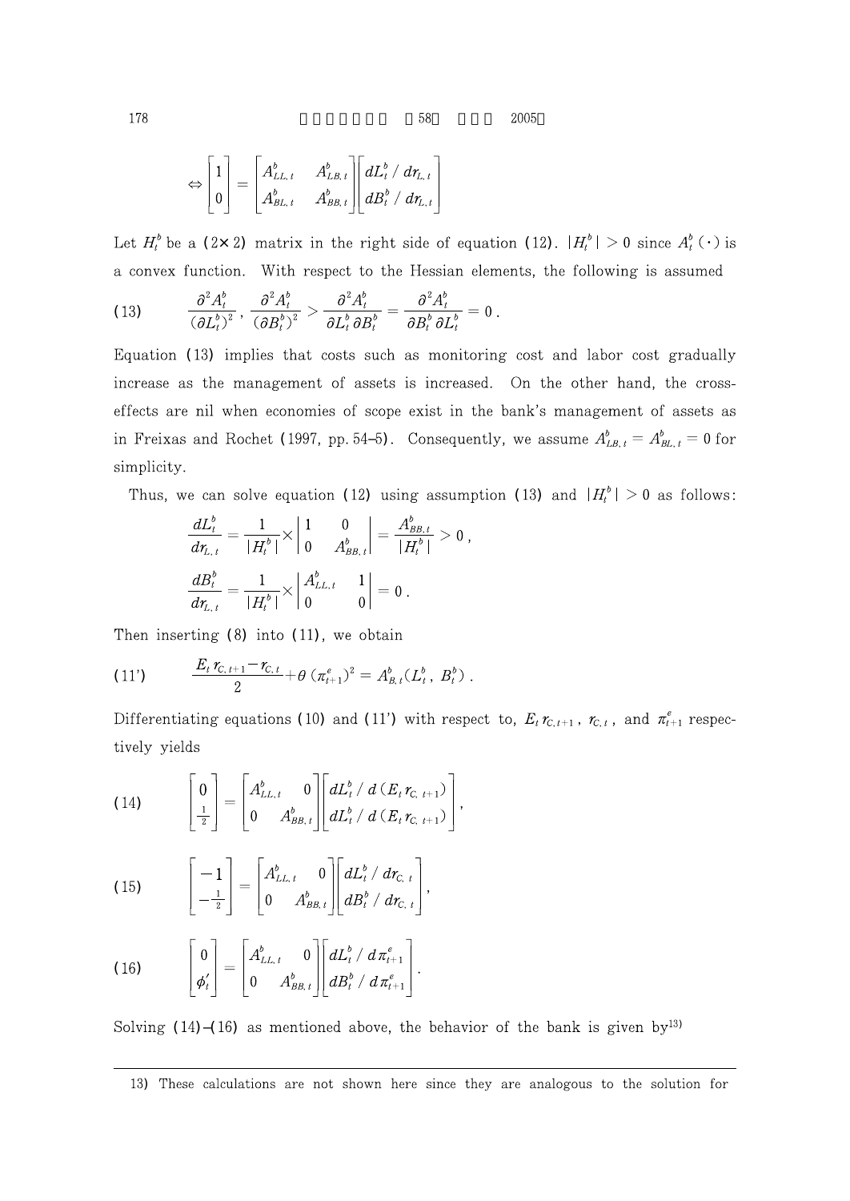$$\Leftrightarrow \begin{bmatrix} 1 \\ 0 \end{bmatrix} = \begin{bmatrix} A^b_{LL,t} & A^b_{LB,t} \\ A^b_{BL,t} & A^b_{BB,t} \end{bmatrix} \begin{bmatrix} dL^b_t / dr_{L,t} \\ dB^b_t / dr_{L,t} \end{bmatrix}$$

Let $H^b_t$ be a (2× 2) matrix in the right side of equation (12). $|H^b_t| > 0$ since $A^b_t(\cdot)$ is a convex function. With respect to the Hessian elements, the following is assumed

$$\text{(13)} \qquad \frac{\partial^2 A^b_t}{(\partial L^b_t)^2},\ \frac{\partial^2 A^b_t}{(\partial B^b_t)^2} > \frac{\partial^2 A^b_t}{\partial L^b_t \partial B^b_t} = \frac{\partial^2 A^b_t}{\partial B^b_t \partial L^b_t} = 0\ .$$

Equation (13) implies that costs such as monitoring cost and labor cost gradually increase as the management of assets is increased. On the other hand, the cross-effects are nil when economies of scope exist in the bank's management of assets as in Freixas and Rochet (1997, pp. 54–5). Consequently, we assume $A^b_{LB,t} = A^b_{BL,t} = 0$ for simplicity.

Thus, we can solve equation (12) using assumption (13) and $|H^b_t| > 0$ as follows:

$$\frac{dL^b_t}{dr_{L,t}} = \frac{1}{|H^b_t|} \times \begin{vmatrix} 1 & 0 \\ 0 & A^b_{BB,t} \end{vmatrix} = \frac{A^b_{BB,t}}{|H^b_t|} > 0\ ,$$

$$\frac{dB^b_t}{dr_{L,t}} = \frac{1}{|H^b_t|} \times \begin{vmatrix} A^b_{LL,t} & 1 \\ 0 & 0 \end{vmatrix} = 0\ .$$

Then inserting (8) into (11), we obtain

$$\text{(11')} \qquad \frac{E_t r_{C,t+1} - r_{C,t}}{2} + \theta\,(\pi^e_{t+1})^2 = A^b_{B,t}(L^b_t,\ B^b_t)\ .$$

Differentiating equations (10) and (11') with respect to, $E_t r_{C,t+1}$, $r_{C,t}$, and $\pi^e_{t+1}$ respectively yields

$$\text{(14)} \qquad \begin{bmatrix} 0 \\ \frac{1}{2} \end{bmatrix} = \begin{bmatrix} A^b_{LL,t} & 0 \\ 0 & A^b_{BB,t} \end{bmatrix} \begin{bmatrix} dL^b_t / d(E_t r_{C,\,t+1}) \\ dL^b_t / d(E_t r_{C,\,t+1}) \end{bmatrix},$$

$$\text{(15)} \qquad \begin{bmatrix} -1 \\ -\frac{1}{2} \end{bmatrix} = \begin{bmatrix} A^b_{LL,t} & 0 \\ 0 & A^b_{BB,t} \end{bmatrix} \begin{bmatrix} dL^b_t / dr_{C,\,t} \\ dB^b_t / dr_{C,\,t} \end{bmatrix},$$

$$\text{(16)} \qquad \begin{bmatrix} 0 \\ \phi'_t \end{bmatrix} = \begin{bmatrix} A^b_{LL,t} & 0 \\ 0 & A^b_{BB,t} \end{bmatrix} \begin{bmatrix} dL^b_t / d\pi^e_{t+1} \\ dB^b_t / d\pi^e_{t+1} \end{bmatrix}.$$

Solving (14)–(16) as mentioned above, the behavior of the bank is given by[13)]

---

13) These calculations are not shown here since they are analogous to the solution for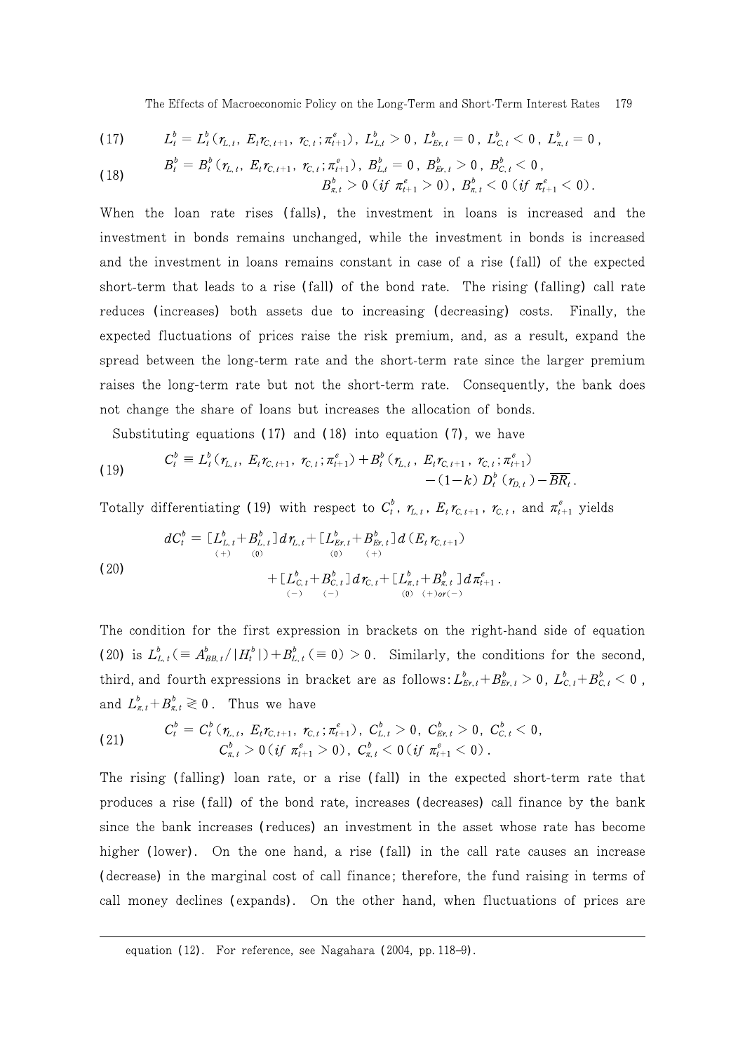$$(17) \quad L_t^b = L_t^b(r_{L,t},\ E_t r_{C,t+1},\ r_{C,t}\,;\pi_{t+1}^e),\ L_{L,t}^b > 0,\ L_{Er,t}^b = 0,\ L_{C,t}^b < 0,\ L_{\pi,t}^b = 0,$$

$$(18) \quad \begin{aligned} B_t^b = B_t^b(r_{L,t},\ E_t r_{C,t+1},\ r_{C,t}\,;\pi_{t+1}^e),\ B_{L,t}^b = 0,\ B_{Er,t}^b > 0,\ B_{C,t}^b < 0, \\ B_{\pi,t}^b > 0\ (if\ \pi_{t+1}^e > 0),\ B_{\pi,t}^b < 0\ (if\ \pi_{t+1}^e < 0). \end{aligned}$$

When the loan rate rises (falls), the investment in loans is increased and the investment in bonds remains unchanged, while the investment in bonds is increased and the investment in loans remains constant in case of a rise (fall) of the expected short-term that leads to a rise (fall) of the bond rate. The rising (falling) call rate reduces (increases) both assets due to increasing (decreasing) costs. Finally, the expected fluctuations of prices raise the risk premium, and, as a result, expand the spread between the long-term rate and the short-term rate since the larger premium raises the long-term rate but not the short-term rate. Consequently, the bank does not change the share of loans but increases the allocation of bonds.

Substituting equations (17) and (18) into equation (7), we have

$$(19) \quad \begin{aligned} C_t^b \equiv L_t^b(r_{L,t},\ E_t r_{C,t+1},\ r_{C,t}\,;\pi_{t+1}^e) + B_t^b(r_{L,t},\ E_t r_{C,t+1},\ r_{C,t}\,;\pi_{t+1}^e) \\ -(1-k)\,D_t^b(r_{D,t}) - \overline{BR}_t. \end{aligned}$$

Totally differentiating (19) with respect to $C_t^b$, $r_{L,t}$, $E_t r_{C,t+1}$, $r_{C,t}$, and $\pi_{t+1}^e$ yields

$$(20) \quad \begin{aligned} dC_t^b = [\underset{(+)}{L_{L,t}^b} + \underset{(0)}{B_{L,t}^b}]\,dr_{L,t} + [\underset{(0)}{L_{Er,t}^b} + \underset{(+)}{B_{Er,t}^b}]\,d(E_t r_{C,t+1}) \\ + [\underset{(-)}{L_{C,t}^b} + \underset{(-)}{B_{C,t}^b}]\,dr_{C,t} + [\underset{(0)}{L_{\pi,t}^b} + \underset{(+)or(-)}{B_{\pi,t}^b}]\,d\pi_{t+1}^e. \end{aligned}$$

The condition for the first expression in brackets on the right-hand side of equation (20) is $L_{L,t}^b(\equiv A_{BB,t}^b/|H_t^b|) + B_{L,t}^b(\equiv 0) > 0$. Similarly, the conditions for the second, third, and fourth expressions in bracket are as follows: $L_{Er,t}^b + B_{Er,t}^b > 0$, $L_{C,t}^b + B_{C,t}^b < 0$, and $L_{\pi,t}^b + B_{\pi,t}^b \gtrless 0$. Thus we have

$$(21) \quad \begin{aligned} C_t^b = C_t^b(r_{L,t},\ E_t r_{C,t+1},\ r_{C,t}\,;\pi_{t+1}^e),\ C_{L,t}^b > 0,\ C_{Er,t}^b > 0,\ C_{C,t}^b < 0, \\ C_{\pi,t}^b > 0\ (if\ \pi_{t+1}^e > 0),\ C_{\pi,t}^b < 0\ (if\ \pi_{t+1}^e < 0). \end{aligned}$$

The rising (falling) loan rate, or a rise (fall) in the expected short-term rate that produces a rise (fall) of the bond rate, increases (decreases) call finance by the bank since the bank increases (reduces) an investment in the asset whose rate has become higher (lower). On the one hand, a rise (fall) in the call rate causes an increase (decrease) in the marginal cost of call finance; therefore, the fund raising in terms of call money declines (expands). On the other hand, when fluctuations of prices are

equation (12). For reference, see Nagahara (2004, pp. 118–9).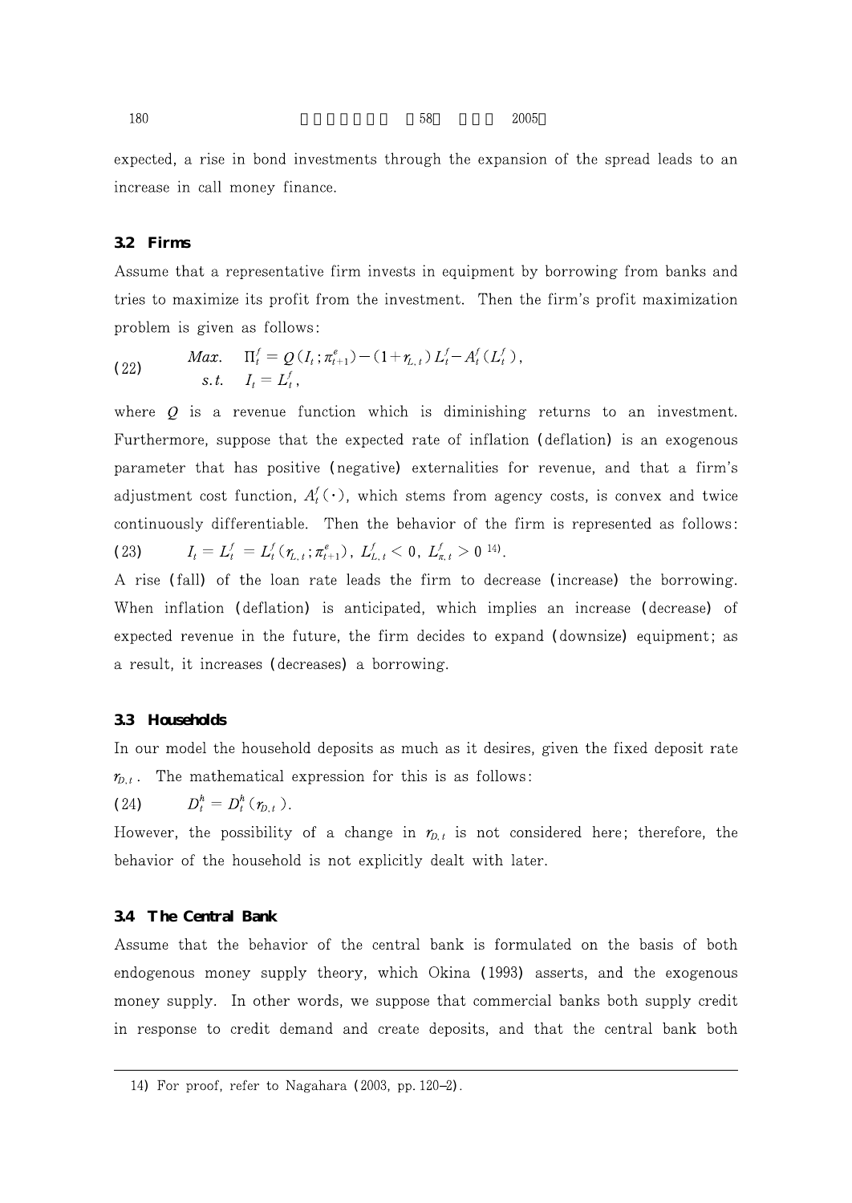expected, a rise in bond investments through the expansion of the spread leads to an increase in call money finance.

### 3.2 Firms

Assume that a representative firm invests in equipment by borrowing from banks and tries to maximize its profit from the investment. Then the firm's profit maximization problem is given as follows:

$$(22) \qquad \begin{aligned} &Max. \quad \Pi_t^f = Q(I_t;\pi_{t+1}^e) - (1+r_{L,t})L_t^f - A_t^f(L_t^f), \\ &\;\; s.t. \quad I_t = L_t^f, \end{aligned}$$

where $Q$ is a revenue function which is diminishing returns to an investment. Furthermore, suppose that the expected rate of inflation (deflation) is an exogenous parameter that has positive (negative) externalities for revenue, and that a firm's adjustment cost function, $A_t^f(\cdot)$, which stems from agency costs, is convex and twice continuously differentiable. Then the behavior of the firm is represented as follows:

$$(23) \qquad I_t = L_t^f = L_t^f(r_{L,t};\pi_{t+1}^e),\ L_{L,t}^f < 0,\ L_{\pi,t}^f > 0$$ [14].

A rise (fall) of the loan rate leads the firm to decrease (increase) the borrowing. When inflation (deflation) is anticipated, which implies an increase (decrease) of expected revenue in the future, the firm decides to expand (downsize) equipment; as a result, it increases (decreases) a borrowing.

### 3.3 Households

In our model the household deposits as much as it desires, given the fixed deposit rate $r_{D,t}$. The mathematical expression for this is as follows:

$$(24) \qquad D_t^h = D_t^h(r_{D,t}).$$

However, the possibility of a change in $r_{D,t}$ is not considered here; therefore, the behavior of the household is not explicitly dealt with later.

### 3.4 The Central Bank

Assume that the behavior of the central bank is formulated on the basis of both endogenous money supply theory, which Okina (1993) asserts, and the exogenous money supply. In other words, we suppose that commercial banks both supply credit in response to credit demand and create deposits, and that the central bank both

---

14) For proof, refer to Nagahara (2003, pp. 120–2).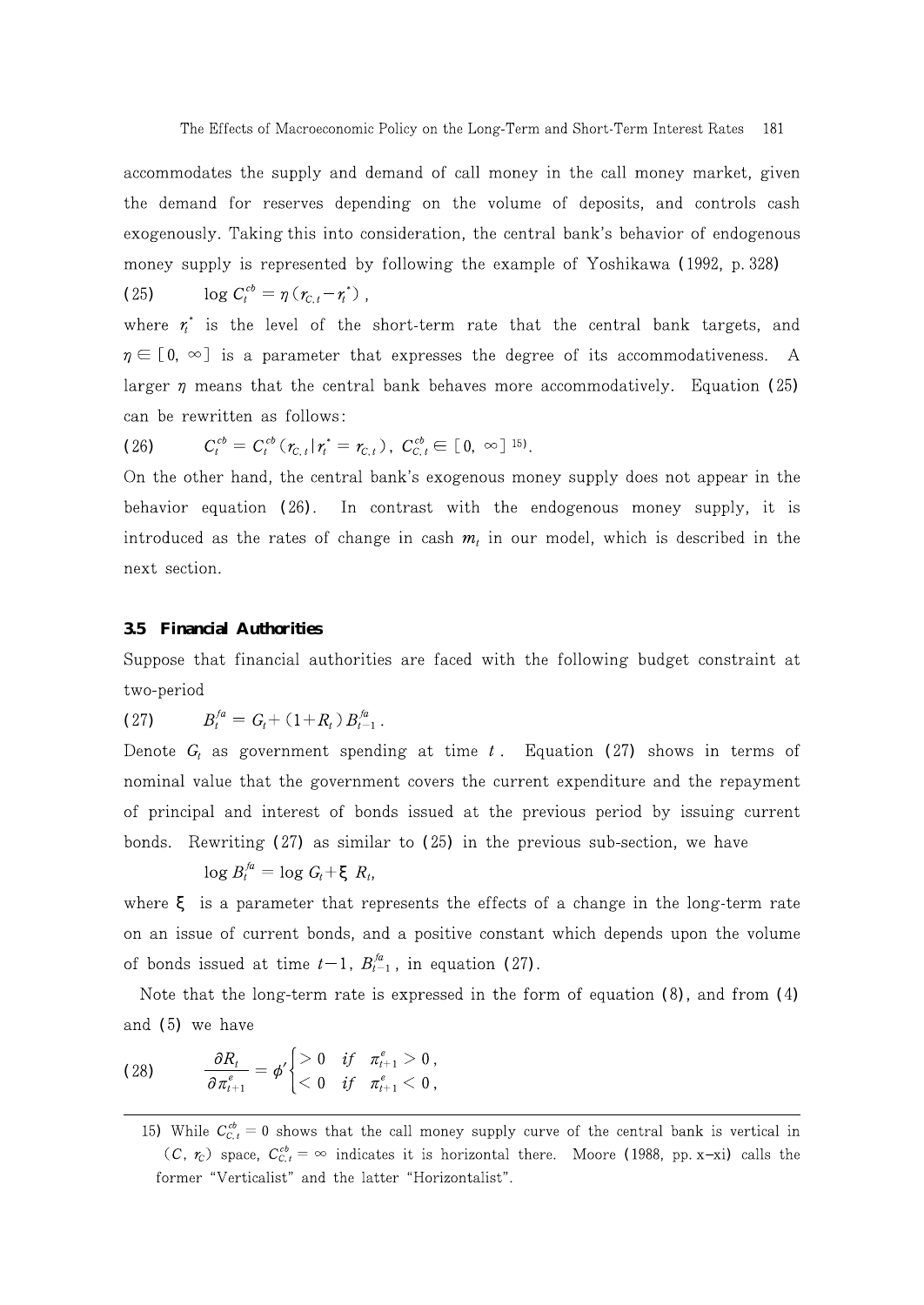accommodates the supply and demand of call money in the call money market, given the demand for reserves depending on the volume of deposits, and controls cash exogenously. Taking this into consideration, the central bank's behavior of endogenous money supply is represented by following the example of Yoshikawa (1992, p. 328)

$$\log C_t^{cb} = \eta\,(r_{C,t} - r_t^*)\,, \tag{25}$$

where $r_t^*$ is the level of the short-term rate that the central bank targets, and $\eta \in [0, \infty]$ is a parameter that expresses the degree of its accommodativeness. A larger $\eta$ means that the central bank behaves more accommodatively. Equation (25) can be rewritten as follows:

$$C_t^{cb} = C_t^{cb}\,(r_{C,t} \,|\, r_t^* = r_{C,t}\,),\ C_{C,t}^{cb} \in [0,\ \infty]\ ^{15)}. \tag{26}$$

On the other hand, the central bank's exogenous money supply does not appear in the behavior equation (26). In contrast with the endogenous money supply, it is introduced as the rates of change in cash $m_t$ in our model, which is described in the next section.

### 3.5 Financial Authorities

Suppose that financial authorities are faced with the following budget constraint at two-period

$$B_t^{fa} = G_t + (1 + R_t\,)\,B_{t-1}^{fa}\,. \tag{27}$$

Denote $G_t$ as government spending at time $t$. Equation (27) shows in terms of nominal value that the government covers the current expenditure and the repayment of principal and interest of bonds issued at the previous period by issuing current bonds. Rewriting (27) as similar to (25) in the previous sub-section, we have

$$\log B_t^{fa} = \log G_t + \xi\, R_t,$$

where $\xi$ is a parameter that represents the effects of a change in the long-term rate on an issue of current bonds, and a positive constant which depends upon the volume of bonds issued at time $t-1$, $B_{t-1}^{fa}$, in equation (27).

Note that the long-term rate is expressed in the form of equation (8), and from (4) and (5) we have

$$\frac{\partial R_t}{\partial \pi_{t+1}^e} = \phi' \begin{cases} > 0 & if \quad \pi_{t+1}^e > 0\,, \\ < 0 & if \quad \pi_{t+1}^e < 0\,, \end{cases} \tag{28}$$

---

15) While $C_{C,t}^{cb} = 0$ shows that the call money supply curve of the central bank is vertical in $(C,\ r_C)$ space, $C_{C,t}^{cb} = \infty$ indicates it is horizontal there. Moore (1988, pp. x–xi) calls the former "Verticalist" and the latter "Horizontalist".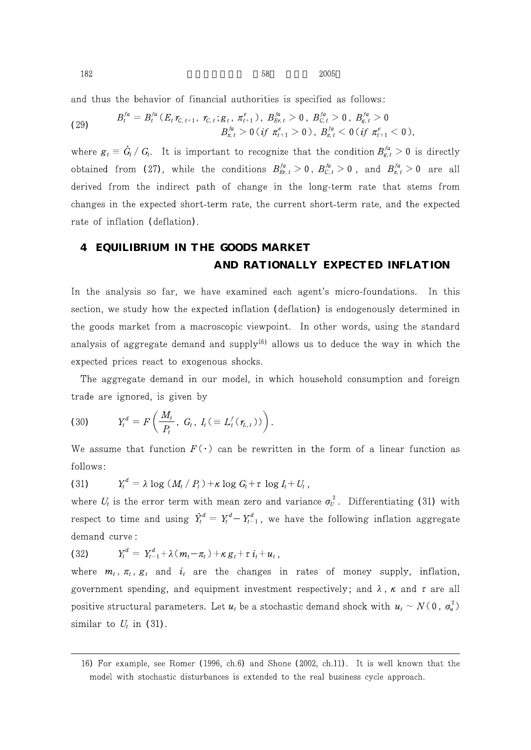and thus the behavior of financial authorities is specified as follows:

$$(29) \quad B_t^{fa} = B_t^{fa}(E_t r_{C,t+1},\ r_{C,t}; g_t,\ \pi_{t+1}^e),\ B_{Er,t}^{fa} > 0,\ B_{C,t}^{fa} > 0,\ B_{g,t}^{fa} > 0$$
$$B_{\pi,t}^{fa} > 0\ (if\ \pi_{t+1}^e > 0),\ B_{\pi,t}^{fa} < 0\ (if\ \pi_{t+1}^e < 0),$$

where $g_t \equiv \dot{G}_t / G_t$. It is important to recognize that the condition $B_{g,t}^{fa} > 0$ is directly obtained from (27), while the conditions $B_{Er,t}^{fa} > 0$, $B_{C,t}^{fa} > 0$, and $B_{\pi,t}^{fa} > 0$ are all derived from the indirect path of change in the long-term rate that stems from changes in the expected short-term rate, the current short-term rate, and the expected rate of inflation (deflation).

## 4 EQUILIBRIUM IN THE GOODS MARKET AND RATIONALLY EXPECTED INFLATION

In the analysis so far, we have examined each agent's micro-foundations. In this section, we study how the expected inflation (deflation) is endogenously determined in the goods market from a macroscopic viewpoint. In other words, using the standard analysis of aggregate demand and supply[16] allows us to deduce the way in which the expected prices react to exogenous shocks.

The aggregate demand in our model, in which household consumption and foreign trade are ignored, is given by

$$(30) \quad Y_t^d = F\left(\frac{M_t}{P_t},\ G_t,\ I_t(\equiv L_t^f(r_{L,t}))\right).$$

We assume that function $F(\cdot)$ can be rewritten in the form of a linear function as follows:

$$(31) \quad Y_t^d = \lambda \log (M_t / P_t) + \kappa \log G_t + \tau \log I_t + U_t,$$

where $U_t$ is the error term with mean zero and variance $\sigma_U^2$. Differentiating (31) with respect to time and using $\dot{Y}_t^d = Y_t^d - Y_{t-1}^d$, we have the following inflation aggregate demand curve:

$$(32) \quad Y_t^d = Y_{t-1}^d + \lambda(m_t - \pi_t) + \kappa g_t + \tau i_t + u_t,$$

where $m_t$, $\pi_t$, $g_t$ and $i_t$ are the changes in rates of money supply, inflation, government spending, and equipment investment respectively; and $\lambda$, $\kappa$ and $\tau$ are all positive structural parameters. Let $u_t$ be a stochastic demand shock with $u_t \sim N(0, \sigma_u^2)$ similar to $U_t$ in (31).

---

16) For example, see Romer (1996, ch.6) and Shone (2002, ch.11). It is well known that the model with stochastic disturbances is extended to the real business cycle approach.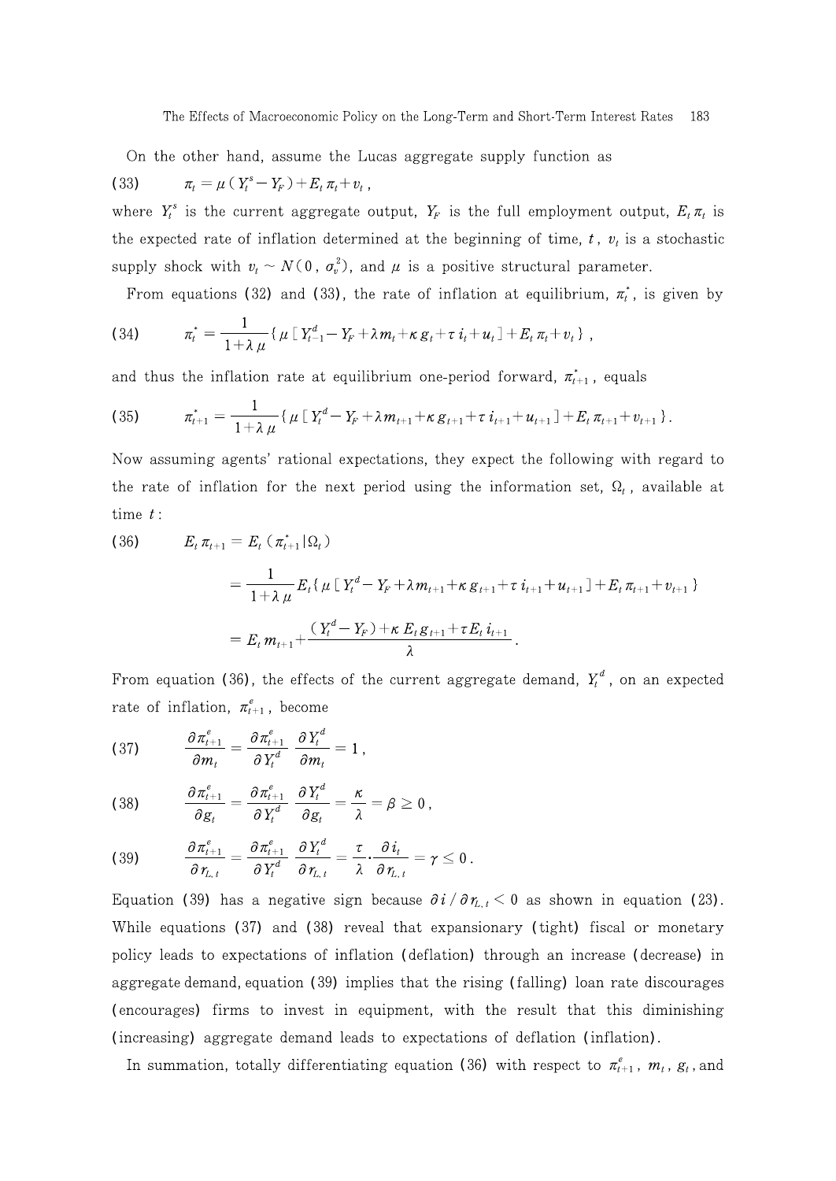On the other hand, assume the Lucas aggregate supply function as

$$\pi_t = \mu\,(Y_t^s - Y_F) + E_t\,\pi_t + v_t\,, \tag{33}$$

where $Y_t^s$ is the current aggregate output, $Y_F$ is the full employment output, $E_t\,\pi_t$ is the expected rate of inflation determined at the beginning of time, $t$, $v_t$ is a stochastic supply shock with $v_t \sim N(0\,,\,\sigma_v^2)$, and $\mu$ is a positive structural parameter.

From equations (32) and (33), the rate of inflation at equilibrium, $\pi_t^*$, is given by

$$\pi_t^* = \frac{1}{1+\lambda\,\mu}\{\,\mu\,[\,Y_{t-1}^d - Y_F + \lambda\,m_t + \kappa\,g_t + \tau\,i_t + u_t\,] + E_t\,\pi_t + v_t\,\}\ , \tag{34}$$

and thus the inflation rate at equilibrium one-period forward, $\pi_{t+1}^*$, equals

$$\pi_{t+1}^* = \frac{1}{1+\lambda\,\mu}\{\,\mu\,[\,Y_t^d - Y_F + \lambda\,m_{t+1} + \kappa\,g_{t+1} + \tau\,i_{t+1} + u_{t+1}\,] + E_t\,\pi_{t+1} + v_{t+1}\,\}\,. \tag{35}$$

Now assuming agents' rational expectations, they expect the following with regard to the rate of inflation for the next period using the information set, $\Omega_t$, available at time $t$:

$$\begin{aligned}
E_t\,\pi_{t+1} &= E_t\,(\pi_{t+1}^* \mid \Omega_t) \\
&= \frac{1}{1+\lambda\,\mu}E_t\{\,\mu\,[\,Y_t^d - Y_F + \lambda\,m_{t+1} + \kappa\,g_{t+1} + \tau\,i_{t+1} + u_{t+1}\,] + E_t\,\pi_{t+1} + v_{t+1}\,\} \\
&= E_t\,m_{t+1} + \frac{(Y_t^d - Y_F) + \kappa\,E_t\,g_{t+1} + \tau E_t\,i_{t+1}}{\lambda}\,.
\end{aligned} \tag{36}$$

From equation (36), the effects of the current aggregate demand, $Y_t^d$, on an expected rate of inflation, $\pi_{t+1}^e$, become

$$\frac{\partial \pi_{t+1}^e}{\partial m_t} = \frac{\partial \pi_{t+1}^e}{\partial Y_t^d}\,\frac{\partial Y_t^d}{\partial m_t} = 1\,, \tag{37}$$

$$\frac{\partial \pi_{t+1}^e}{\partial g_t} = \frac{\partial \pi_{t+1}^e}{\partial Y_t^d}\,\frac{\partial Y_t^d}{\partial g_t} = \frac{\kappa}{\lambda} = \beta \geq 0\,, \tag{38}$$

$$\frac{\partial \pi_{t+1}^e}{\partial r_{L,\,t}} = \frac{\partial \pi_{t+1}^e}{\partial Y_t^d}\,\frac{\partial Y_t^d}{\partial r_{L,\,t}} = \frac{\tau}{\lambda}\cdot\frac{\partial i_t}{\partial r_{L,\,t}} = \gamma \leq 0\,. \tag{39}$$

Equation (39) has a negative sign because $\partial i / \partial r_{L,\,t} < 0$ as shown in equation (23). While equations (37) and (38) reveal that expansionary (tight) fiscal or monetary policy leads to expectations of inflation (deflation) through an increase (decrease) in aggregate demand, equation (39) implies that the rising (falling) loan rate discourages (encourages) firms to invest in equipment, with the result that this diminishing (increasing) aggregate demand leads to expectations of deflation (inflation).

In summation, totally differentiating equation (36) with respect to $\pi_{t+1}^e$, $m_t$, $g_t$, and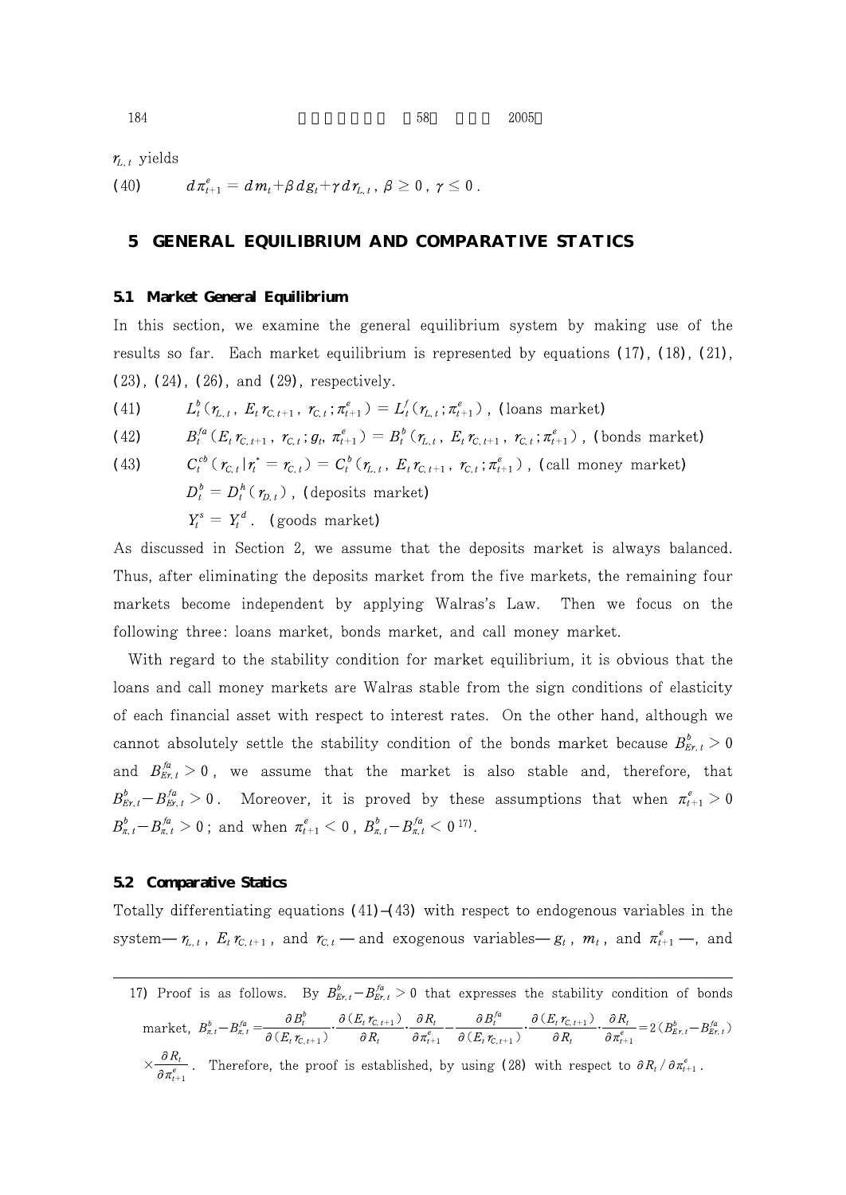$r_{L,t}$ yields

$$(40) \qquad d\pi^e_{t+1} = dm_t + \beta dg_t + \gamma dr_{L,t}\,,\ \beta \geq 0\,,\ \gamma \leq 0\,.$$

## 5 GENERAL EQUILIBRIUM AND COMPARATIVE STATICS

### 5.1 Market General Equilibrium

In this section, we examine the general equilibrium system by making use of the results so far. Each market equilibrium is represented by equations (17), (18), (21), (23), (24), (26), and (29), respectively.

$$(41) \qquad L^b_t(r_{L,t}\,,\ E_t r_{C,t+1}\,,\ r_{C,t}\,;\pi^e_{t+1}) = L^f_t(r_{L,t}\,;\pi^e_{t+1})\,,\ \text{(loans market)}$$

$$(42) \qquad B^{fa}_t(E_t r_{C,t+1}\,,\ r_{C,t}\,;g_t,\ \pi^e_{t+1}) = B^b_t(r_{L,t}\,,\ E_t r_{C,t+1}\,,\ r_{C,t}\,;\pi^e_{t+1})\,,\ \text{(bonds market)}$$

$$(43) \qquad C^{cb}_t(r_{C,t}\,|\,r^*_t = r_{C,t}) = C^b_t(r_{L,t}\,,\ E_t r_{C,t+1}\,,\ r_{C,t}\,;\pi^e_{t+1})\,,\ \text{(call money market)}$$

$$D^b_t = D^h_t(r_{D,t})\,,\ \text{(deposits market)}$$

$$Y^s_t = Y^d_t\,.\ \text{(goods market)}$$

As discussed in Section 2, we assume that the deposits market is always balanced. Thus, after eliminating the deposits market from the five markets, the remaining four markets become independent by applying Walras's Law. Then we focus on the following three: loans market, bonds market, and call money market.

With regard to the stability condition for market equilibrium, it is obvious that the loans and call money markets are Walras stable from the sign conditions of elasticity of each financial asset with respect to interest rates. On the other hand, although we cannot absolutely settle the stability condition of the bonds market because $B^b_{Er,t} > 0$ and $B^{fa}_{Er,t} > 0$, we assume that the market is also stable and, therefore, that $B^b_{Er,t} - B^{fa}_{Er,t} > 0$. Moreover, it is proved by these assumptions that when $\pi^e_{t+1} > 0$ $B^b_{\pi,t} - B^{fa}_{\pi,t} > 0$; and when $\pi^e_{t+1} < 0$, $B^b_{\pi,t} - B^{fa}_{\pi,t} < 0$ [17].

### 5.2 Comparative Statics

Totally differentiating equations (41)–(43) with respect to endogenous variables in the system— $r_{L,t}$, $E_t r_{C,t+1}$, and $r_{C,t}$ —and exogenous variables— $g_t$, $m_t$, and $\pi^e_{t+1}$ —, and

---

17) Proof is as follows. By $B^b_{Er,t} - B^{fa}_{Er,t} > 0$ that expresses the stability condition of bonds market, $B^b_{\pi,t} - B^{fa}_{\pi,t} = \dfrac{\partial B^b_t}{\partial (E_t r_{C,t+1})} \cdot \dfrac{\partial (E_t r_{C,t+1})}{\partial R_t} \cdot \dfrac{\partial R_t}{\partial \pi^e_{t+1}} - \dfrac{\partial B^{fa}_t}{\partial (E_t r_{C,t+1})} \cdot \dfrac{\partial (E_t r_{C,t+1})}{\partial R_t} \cdot \dfrac{\partial R_t}{\partial \pi^e_{t+1}} = 2(B^b_{Er,t} - B^{fa}_{Er,t}) \times \dfrac{\partial R_t}{\partial \pi^e_{t+1}}$. Therefore, the proof is established, by using (28) with respect to $\partial R_t / \partial \pi^e_{t+1}$.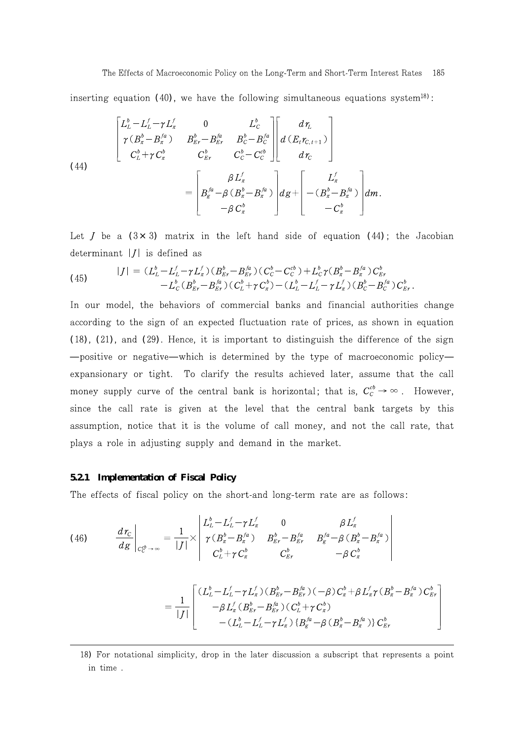inserting equation (40), we have the following simultaneous equations system[18]:

$$
(44) \quad \begin{bmatrix} L_L^b - L_L^f - \gamma L_\pi^f & 0 & L_C^b \\ \gamma (B_\pi^b - B_\pi^{fa}) & B_{Er}^b - B_{Er}^{fa} & B_C^b - B_C^{fa} \\ C_L^b + \gamma C_\pi^b & C_{Er}^b & C_C^b - C_C^{cb} \end{bmatrix} \begin{bmatrix} dr_L \\ d(E_t r_{C,t+1}) \\ dr_C \end{bmatrix} = \begin{bmatrix} \beta L_\pi^f \\ B_g^{fa} - \beta (B_\pi^b - B_\pi^{fa}) \\ -\beta C_\pi^b \end{bmatrix} dg + \begin{bmatrix} L_\pi^f \\ -(B_\pi^b - B_\pi^{fa}) \\ -C_\pi^b \end{bmatrix} dm.
$$

Let $J$ be a $(3 \times 3)$ matrix in the left hand side of equation (44); the Jacobian determinant $|J|$ is defined as

$$
(45) \quad |J| = (L_L^b - L_L^f - \gamma L_\pi^f)(B_{Er}^b - B_{Er}^{fa})(C_C^b - C_C^{cb}) + L_C^b \gamma (B_\pi^b - B_\pi^{fa}) C_{Er}^b - L_C^b (B_{Er}^b - B_{Er}^{fa})(C_L^b + \gamma C_\pi^b) - (L_L^b - L_L^f - \gamma L_\pi^f)(B_C^b - B_C^{fa}) C_{Er}^b .
$$

In our model, the behaviors of commercial banks and financial authorities change according to the sign of an expected fluctuation rate of prices, as shown in equation (18), (21), and (29). Hence, it is important to distinguish the difference of the sign —positive or negative—which is determined by the type of macroeconomic policy— expansionary or tight. To clarify the results achieved later, assume that the call money supply curve of the central bank is horizontal; that is, $C_C^{cb} \to \infty$. However, since the call rate is given at the level that the central bank targets by this assumption, notice that it is the volume of call money, and not the call rate, that plays a role in adjusting supply and demand in the market.

### 5.2.1 Implementation of Fiscal Policy

The effects of fiscal policy on the short-and long-term rate are as follows:

$$
(46) \quad \left. \frac{dr_C}{dg} \right|_{C_C^{cb} \to \infty} = \frac{1}{|J|} \times \begin{vmatrix} L_L^b - L_L^f - \gamma L_\pi^f & 0 & \beta L_\pi^f \\ \gamma (B_\pi^b - B_\pi^{fa}) & B_{Er}^b - B_{Er}^{fa} & B_g^{fa} - \beta (B_\pi^b - B_\pi^{fa}) \\ C_L^b + \gamma C_\pi^b & C_{Er}^b & -\beta C_\pi^b \end{vmatrix}
$$

$$
= \frac{1}{|J|} \begin{bmatrix} (L_L^b - L_L^f - \gamma L_\pi^f)(B_{Er}^b - B_{Er}^{fa})(-\beta) C_\pi^b + \beta L_\pi^f \gamma (B_\pi^b - B_\pi^{fa}) C_{Er}^b \\ -\beta L_\pi^f (B_{Er}^b - B_{Er}^{fa})(C_L^b + \gamma C_\pi^b) \\ -(L_L^b - L_L^f - \gamma L_\pi^f)\{B_g^{fa} - \beta (B_\pi^b - B_\pi^{fa})\} C_{Er}^b \end{bmatrix}
$$

---

18) For notational simplicity, drop in the later discussion a subscript that represents a point in time .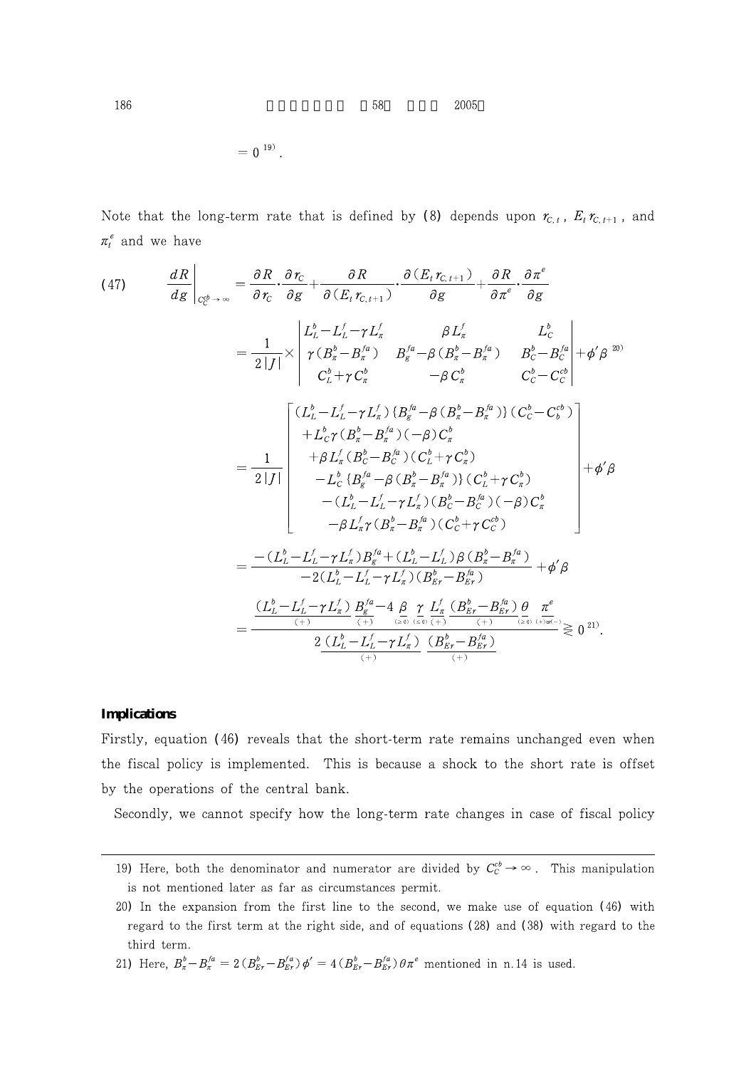$$= 0 \text{ [19)]}.$$

Note that the long-term rate that is defined by (8) depends upon $r_{C,t}$, $E_t r_{C,t+1}$, and $\pi_t^e$ and we have

$$
\begin{aligned}
(47) \qquad \left.\frac{dR}{dg}\right|_{C_C^{cb}\to\infty} &= \frac{\partial R}{\partial r_C}\cdot\frac{\partial r_C}{\partial g} + \frac{\partial R}{\partial (E_t r_{C,t+1})}\cdot\frac{\partial (E_t r_{C,t+1})}{\partial g} + \frac{\partial R}{\partial \pi^e}\cdot\frac{\partial \pi^e}{\partial g} \\
&= \frac{1}{2|J|}\times\begin{vmatrix} L_L^b - L_L^f - \gamma L_\pi^f & \beta L_\pi^f & L_C^b \\ \gamma (B_\pi^b - B_\pi^{fa}) & B_g^{fa} - \beta (B_\pi^b - B_\pi^{fa}) & B_C^b - B_C^{fa} \\ C_L^b + \gamma C_\pi^b & -\beta C_\pi^b & C_C^b - C_C^{cb} \end{vmatrix} + \phi' \beta \text{ [20)]} \\
&= \frac{1}{2|J|}\left[\begin{array}{l} (L_L^b - L_L^f - \gamma L_\pi^f)\{B_g^{fa} - \beta (B_\pi^b - B_\pi^{fa})\}(C_C^b - C_b^{cb}) \\ \quad + L_C^b \gamma (B_\pi^b - B_\pi^{fa})(-\beta) C_\pi^b \\ \quad + \beta L_\pi^f (B_C^b - B_C^{fa})(C_L^b + \gamma C_\pi^b) \\ \quad - L_C^b \{B_g^{fa} - \beta (B_\pi^b - B_\pi^{fa})\}(C_L^b + \gamma C_\pi^b) \\ \quad - (L_L^b - L_L^f - \gamma L_\pi^f)(B_C^b - B_C^{fa})(-\beta) C_\pi^b \\ \quad - \beta L_\pi^f \gamma (B_\pi^b - B_\pi^{fa})(C_C^b + \gamma C_C^{cb}) \end{array}\right] + \phi' \beta \\
&= \frac{-(L_L^b - L_L^f - \gamma L_\pi^f) B_g^{fa} + (L_L^b - L_L^f)\beta (B_\pi^b - B_\pi^{fa})}{-2(L_L^b - L_L^f - \gamma L_\pi^f)(B_{Er}^b - B_{Er}^{fa})} + \phi' \beta \\
&= \frac{\underset{(+)}{\underline{(L_L^b - L_L^f - \gamma L_\pi^f)}}\ \underset{(+)}{\underline{B_g^{fa}}} - 4\ \underset{(\geq 0)}{\underline{\beta}}\ \underset{(\leq 0)}{\underline{\gamma}}\ \underset{(+)}{\underline{L_\pi^f}}\ \underset{(+)}{\underline{(B_{Er}^b - B_{Er}^{fa})}}\ \underset{(\geq 0)}{\underline{\theta}}\ \underset{(+)\text{or}(-)}{\underline{\pi^e}}}{2\ \underset{(+)}{\underline{(L_L^b - L_L^f - \gamma L_\pi^f)}}\ \underset{(+)}{\underline{(B_{Er}^b - B_{Er}^{fa})}}} \gtreqless 0 \text{ [21)]}.
\end{aligned}
$$

**Implications**

Firstly, equation (46) reveals that the short-term rate remains unchanged even when the fiscal policy is implemented. This is because a shock to the short rate is offset by the operations of the central bank.

Secondly, we cannot specify how the long-term rate changes in case of fiscal policy

---

19) Here, both the denominator and numerator are divided by $C_C^{cb}\to\infty$. This manipulation is not mentioned later as far as circumstances permit.

20) In the expansion from the first line to the second, we make use of equation (46) with regard to the first term at the right side, and of equations (28) and (38) with regard to the third term.

21) Here, $B_\pi^b - B_\pi^{fa} = 2(B_{Er}^b - B_{Er}^{fa})\phi' = 4(B_{Er}^b - B_{Er}^{fa})\theta\pi^e$ mentioned in n.14 is used.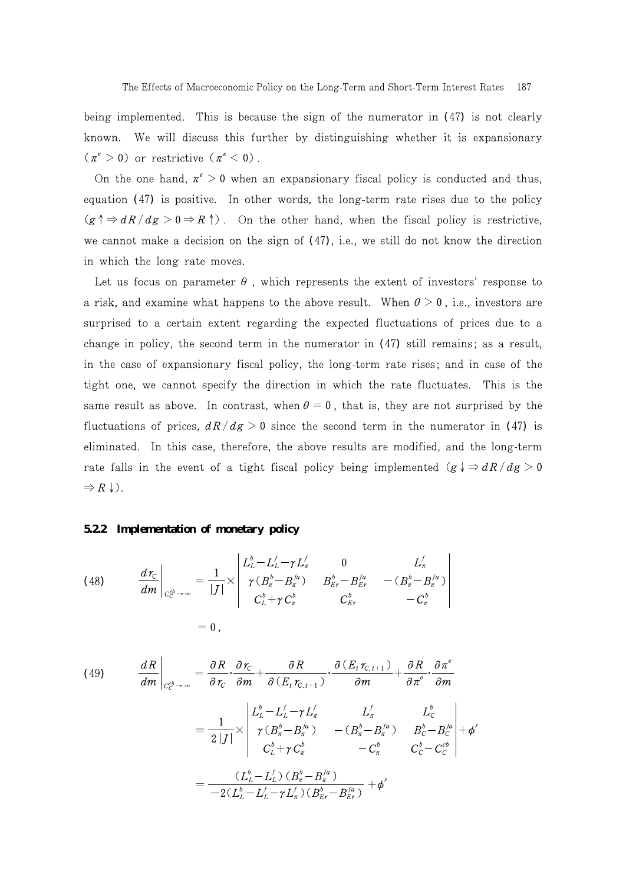being implemented. This is because the sign of the numerator in (47) is not clearly known. We will discuss this further by distinguishing whether it is expansionary ($\pi^e > 0$) or restrictive ($\pi^e < 0$).

On the one hand, $\pi^e > 0$ when an expansionary fiscal policy is conducted and thus, equation (47) is positive. In other words, the long-term rate rises due to the policy ($g \uparrow \Rightarrow dR/dg > 0 \Rightarrow R \uparrow$). On the other hand, when the fiscal policy is restrictive, we cannot make a decision on the sign of (47), i.e., we still do not know the direction in which the long rate moves.

Let us focus on parameter $\theta$, which represents the extent of investors' response to a risk, and examine what happens to the above result. When $\theta > 0$, i.e., investors are surprised to a certain extent regarding the expected fluctuations of prices due to a change in policy, the second term in the numerator in (47) still remains; as a result, in the case of expansionary fiscal policy, the long-term rate rises; and in case of the tight one, we cannot specify the direction in which the rate fluctuates. This is the same result as above. In contrast, when $\theta = 0$, that is, they are not surprised by the fluctuations of prices, $dR/dg > 0$ since the second term in the numerator in (47) is eliminated. In this case, therefore, the above results are modified, and the long-term rate falls in the event of a tight fiscal policy being implemented ($g \downarrow \Rightarrow dR/dg > 0 \Rightarrow R \downarrow$).

### 5.2.2 Implementation of monetary policy

$$(48) \qquad \left.\frac{dr_C}{dm}\right|_{C_C^{cb} \to \infty} = \frac{1}{|J|} \times \begin{vmatrix} L_L^b - L_L^f - \gamma L_\pi^f & 0 & L_\pi^f \\ \gamma(B_\pi^b - B_\pi^{fa}) & B_{Er}^b - B_{Er}^{fa} & -(B_\pi^b - B_\pi^{fa}) \\ C_L^b + \gamma C_\pi^b & C_{Er}^b & -C_\pi^b \end{vmatrix}$$

$$= 0,$$

$$(49) \qquad \left.\frac{dR}{dm}\right|_{C_C^{cb} \to \infty} = \frac{\partial R}{\partial r_C} \cdot \frac{\partial r_C}{\partial m} + \frac{\partial R}{\partial (E_t r_{C,t+1})} \cdot \frac{\partial (E_t r_{C,t+1})}{\partial m} + \frac{\partial R}{\partial \pi^e} \cdot \frac{\partial \pi^e}{\partial m}$$

$$= \frac{1}{2|J|} \times \begin{vmatrix} L_L^b - L_L^f - \gamma L_\pi^f & L_\pi^f & L_C^b \\ \gamma(B_\pi^b - B_\pi^{fa}) & -(B_\pi^b - B_\pi^{fa}) & B_C^b - B_C^{fa} \\ C_L^b + \gamma C_\pi^b & -C_\pi^b & C_C^b - C_C^{cb} \end{vmatrix} + \phi'$$

$$= \frac{(L_L^b - L_L^f)(B_\pi^b - B_\pi^{fa})}{-2(L_L^b - L_L^f - \gamma L_\pi^f)(B_{Er}^b - B_{Er}^{fa})} + \phi'$$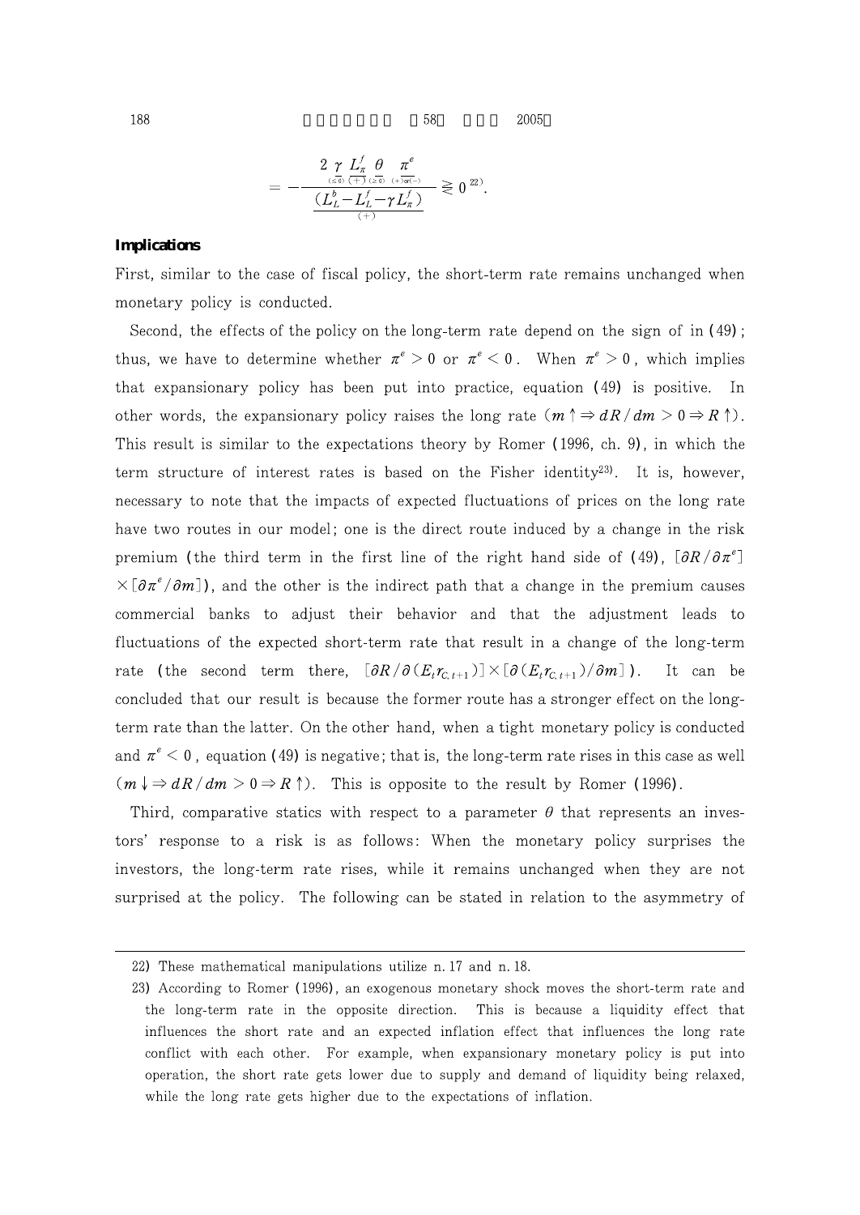$$= -\frac{\underset{(\leq 0)}{2\gamma}\ \underset{(+)}{L_{\pi}^{f}}\ \underset{(\geq 0)}{\theta}\ \underset{(+)\text{or}(-)}{\pi^{e}}}{\underset{(+)}{(L_L^b - L_L^f - \gamma L_\pi^f)}} \gtreqless 0^{22)}.$$

### Implications

First, similar to the case of fiscal policy, the short-term rate remains unchanged when monetary policy is conducted.

Second, the effects of the policy on the long-term rate depend on the sign of in (49); thus, we have to determine whether $\pi^e > 0$ or $\pi^e < 0$. When $\pi^e > 0$, which implies that expansionary policy has been put into practice, equation (49) is positive. In other words, the expansionary policy raises the long rate ($m \uparrow \Rightarrow dR/dm > 0 \Rightarrow R \uparrow$). This result is similar to the expectations theory by Romer (1996, ch. 9), in which the term structure of interest rates is based on the Fisher identity[23]. It is, however, necessary to note that the impacts of expected fluctuations of prices on the long rate have two routes in our model; one is the direct route induced by a change in the risk premium (the third term in the first line of the right hand side of (49), $[\partial R/\partial \pi^e] \times [\partial \pi^e/\partial m]$), and the other is the indirect path that a change in the premium causes commercial banks to adjust their behavior and that the adjustment leads to fluctuations of the expected short-term rate that result in a change of the long-term rate (the second term there, $[\partial R/\partial (E_t r_{C,t+1})] \times [\partial (E_t r_{C,t+1})/\partial m]$). It can be concluded that our result is because the former route has a stronger effect on the long-term rate than the latter. On the other hand, when a tight monetary policy is conducted and $\pi^e < 0$, equation (49) is negative; that is, the long-term rate rises in this case as well ($m \downarrow \Rightarrow dR/dm > 0 \Rightarrow R \uparrow$). This is opposite to the result by Romer (1996).

Third, comparative statics with respect to a parameter $\theta$ that represents an investors' response to a risk is as follows: When the monetary policy surprises the investors, the long-term rate rises, while it remains unchanged when they are not surprised at the policy. The following can be stated in relation to the asymmetry of

---

22) These mathematical manipulations utilize n. 17 and n. 18.

23) According to Romer (1996), an exogenous monetary shock moves the short-term rate and the long-term rate in the opposite direction. This is because a liquidity effect that influences the short rate and an expected inflation effect that influences the long rate conflict with each other. For example, when expansionary monetary policy is put into operation, the short rate gets lower due to supply and demand of liquidity being relaxed, while the long rate gets higher due to the expectations of inflation.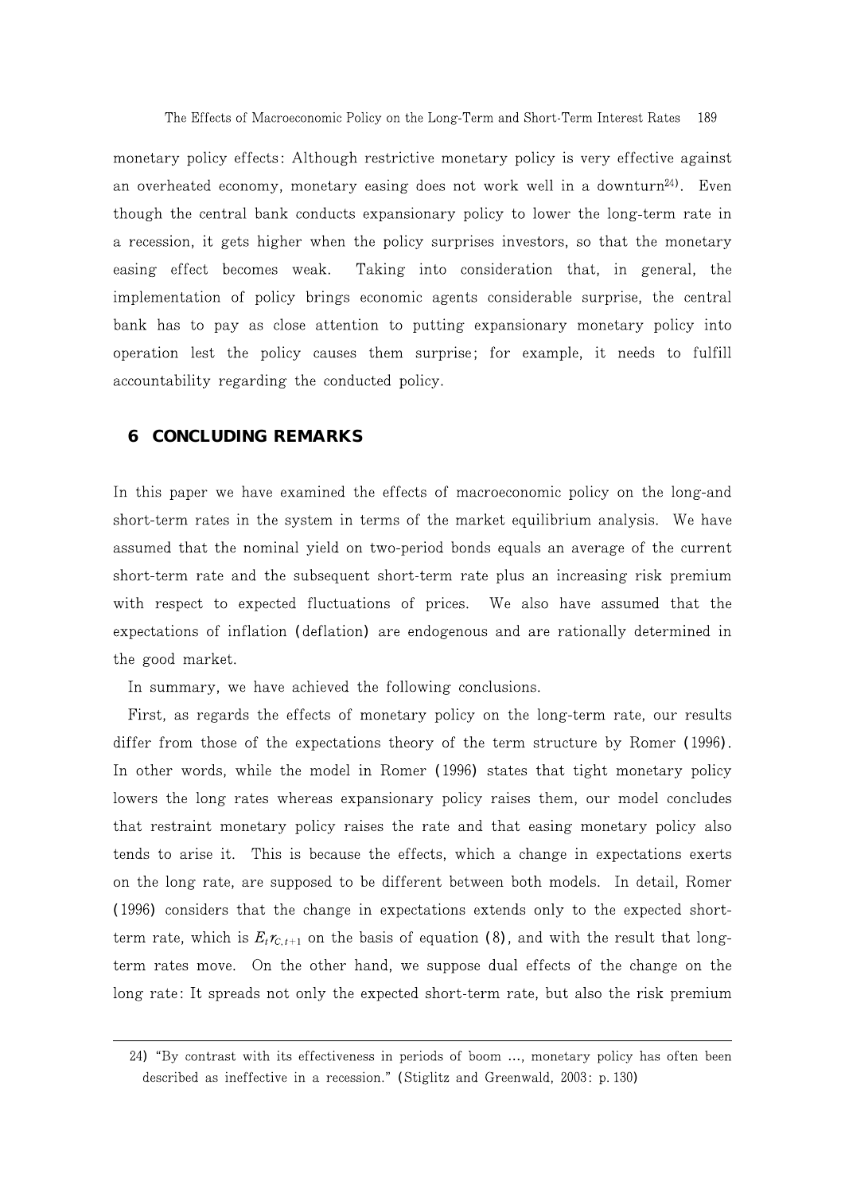monetary policy effects: Although restrictive monetary policy is very effective against an overheated economy, monetary easing does not work well in a downturn[24]. Even though the central bank conducts expansionary policy to lower the long-term rate in a recession, it gets higher when the policy surprises investors, so that the monetary easing effect becomes weak. Taking into consideration that, in general, the implementation of policy brings economic agents considerable surprise, the central bank has to pay as close attention to putting expansionary monetary policy into operation lest the policy causes them surprise; for example, it needs to fulfill accountability regarding the conducted policy.

## 6 CONCLUDING REMARKS

In this paper we have examined the effects of macroeconomic policy on the long-and short-term rates in the system in terms of the market equilibrium analysis. We have assumed that the nominal yield on two-period bonds equals an average of the current short-term rate and the subsequent short-term rate plus an increasing risk premium with respect to expected fluctuations of prices. We also have assumed that the expectations of inflation (deflation) are endogenous and are rationally determined in the good market.

In summary, we have achieved the following conclusions.

First, as regards the effects of monetary policy on the long-term rate, our results differ from those of the expectations theory of the term structure by Romer (1996). In other words, while the model in Romer (1996) states that tight monetary policy lowers the long rates whereas expansionary policy raises them, our model concludes that restraint monetary policy raises the rate and that easing monetary policy also tends to arise it. This is because the effects, which a change in expectations exerts on the long rate, are supposed to be different between both models. In detail, Romer (1996) considers that the change in expectations extends only to the expected short-term rate, which is $E_t r_{C,t+1}$ on the basis of equation (8), and with the result that long-term rates move. On the other hand, we suppose dual effects of the change on the long rate: It spreads not only the expected short-term rate, but also the risk premium

---

24) "By contrast with its effectiveness in periods of boom ..., monetary policy has often been described as ineffective in a recession." (Stiglitz and Greenwald, 2003: p. 130)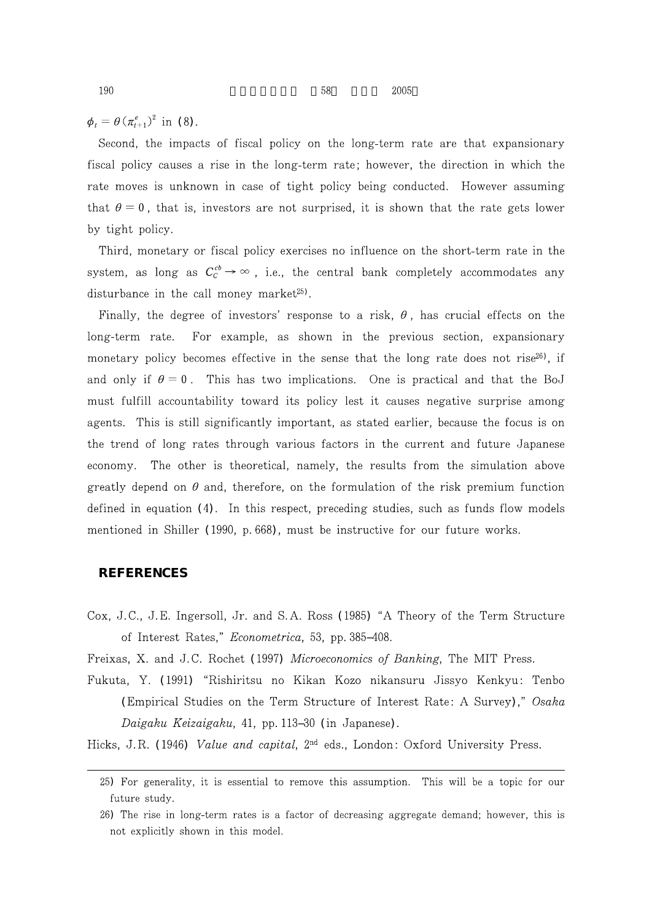$\phi_t = \theta(\pi_{t+1}^e)^2$ in (8).

Second, the impacts of fiscal policy on the long-term rate are that expansionary fiscal policy causes a rise in the long-term rate; however, the direction in which the rate moves is unknown in case of tight policy being conducted. However assuming that $\theta = 0$, that is, investors are not surprised, it is shown that the rate gets lower by tight policy.

Third, monetary or fiscal policy exercises no influence on the short-term rate in the system, as long as $C_C^{cb} \to \infty$, i.e., the central bank completely accommodates any disturbance in the call money market[25].

Finally, the degree of investors' response to a risk, $\theta$, has crucial effects on the long-term rate. For example, as shown in the previous section, expansionary monetary policy becomes effective in the sense that the long rate does not rise[26], if and only if $\theta = 0$. This has two implications. One is practical and that the BoJ must fulfill accountability toward its policy lest it causes negative surprise among agents. This is still significantly important, as stated earlier, because the focus is on the trend of long rates through various factors in the current and future Japanese economy. The other is theoretical, namely, the results from the simulation above greatly depend on $\theta$ and, therefore, on the formulation of the risk premium function defined in equation (4). In this respect, preceding studies, such as funds flow models mentioned in Shiller (1990, p. 668), must be instructive for our future works.

## REFERENCES

Cox, J.C., J.E. Ingersoll, Jr. and S.A. Ross (1985) "A Theory of the Term Structure of Interest Rates," *Econometrica*, 53, pp. 385–408.

Freixas, X. and J.C. Rochet (1997) *Microeconomics of Banking*, The MIT Press.

Fukuta, Y. (1991) "Rishiritsu no Kikan Kozo nikansuru Jissyo Kenkyu: Tenbo (Empirical Studies on the Term Structure of Interest Rate: A Survey)," *Osaka Daigaku Keizaigaku*, 41, pp. 113–30 (in Japanese).

Hicks, J.R. (1946) *Value and capital*, 2nd eds., London: Oxford University Press.

---

25) For generality, it is essential to remove this assumption. This will be a topic for our future study.

26) The rise in long-term rates is a factor of decreasing aggregate demand; however, this is not explicitly shown in this model.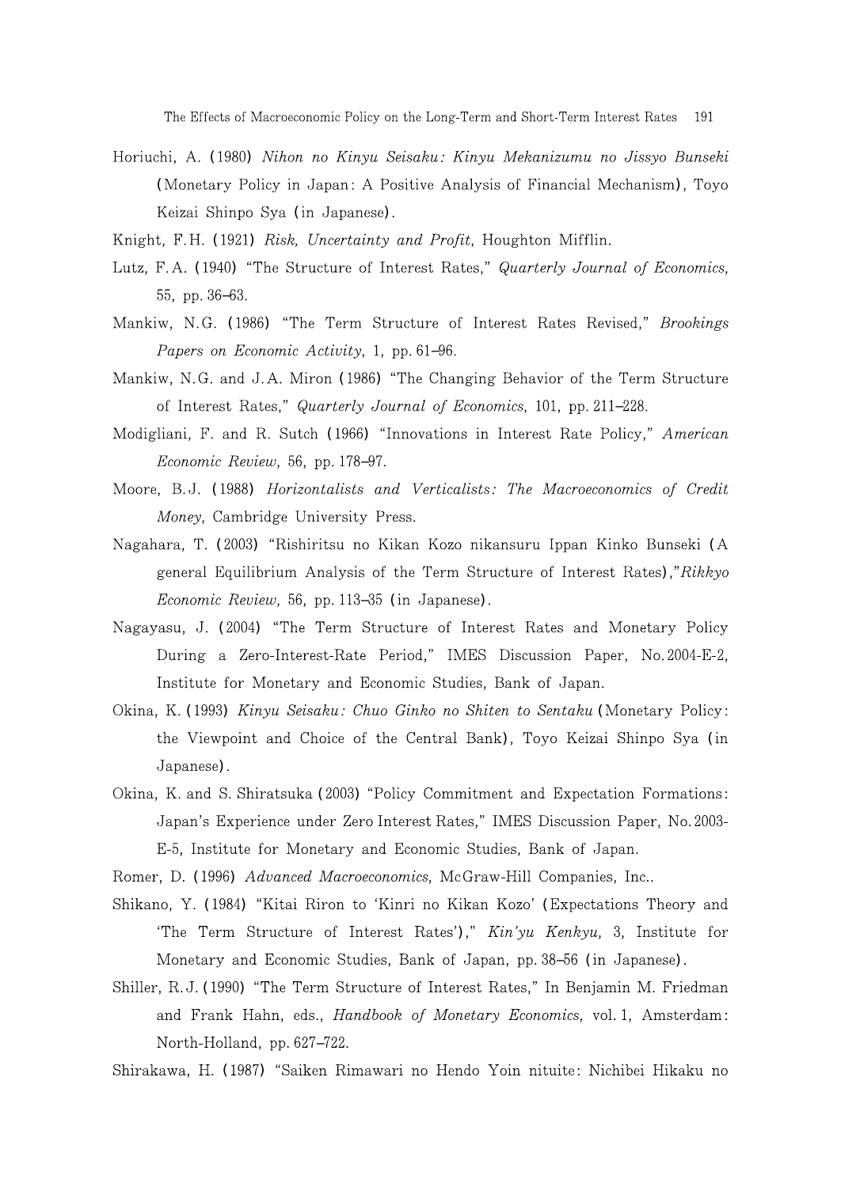Horiuchi, A. (1980) *Nihon no Kinyu Seisaku: Kinyu Mekanizumu no Jissyo Bunseki* (Monetary Policy in Japan: A Positive Analysis of Financial Mechanism), Toyo Keizai Shinpo Sya (in Japanese).

Knight, F.H. (1921) *Risk, Uncertainty and Profit*, Houghton Mifflin.

Lutz, F.A. (1940) "The Structure of Interest Rates," *Quarterly Journal of Economics*, 55, pp. 36–63.

Mankiw, N.G. (1986) "The Term Structure of Interest Rates Revised," *Brookings Papers on Economic Activity*, 1, pp. 61–96.

Mankiw, N.G. and J.A. Miron (1986) "The Changing Behavior of the Term Structure of Interest Rates," *Quarterly Journal of Economics*, 101, pp. 211–228.

Modigliani, F. and R. Sutch (1966) "Innovations in Interest Rate Policy," *American Economic Review*, 56, pp. 178–97.

Moore, B.J. (1988) *Horizontalists and Verticalists: The Macroeconomics of Credit Money*, Cambridge University Press.

Nagahara, T. (2003) "Rishiritsu no Kikan Kozo nikansuru Ippan Kinko Bunseki (A general Equilibrium Analysis of the Term Structure of Interest Rates)," *Rikkyo Economic Review*, 56, pp. 113–35 (in Japanese).

Nagayasu, J. (2004) "The Term Structure of Interest Rates and Monetary Policy During a Zero-Interest-Rate Period," IMES Discussion Paper, No. 2004-E-2, Institute for Monetary and Economic Studies, Bank of Japan.

Okina, K. (1993) *Kinyu Seisaku: Chuo Ginko no Shiten to Sentaku* (Monetary Policy: the Viewpoint and Choice of the Central Bank), Toyo Keizai Shinpo Sya (in Japanese).

Okina, K. and S. Shiratsuka (2003) "Policy Commitment and Expectation Formations: Japan's Experience under Zero Interest Rates," IMES Discussion Paper, No. 2003-E-5, Institute for Monetary and Economic Studies, Bank of Japan.

Romer, D. (1996) *Advanced Macroeconomics*, McGraw-Hill Companies, Inc..

Shikano, Y. (1984) "Kitai Riron to 'Kinri no Kikan Kozo' (Expectations Theory and 'The Term Structure of Interest Rates')," *Kin'yu Kenkyu*, 3, Institute for Monetary and Economic Studies, Bank of Japan, pp. 38–56 (in Japanese).

Shiller, R.J. (1990) "The Term Structure of Interest Rates," In Benjamin M. Friedman and Frank Hahn, eds., *Handbook of Monetary Economics*, vol. 1, Amsterdam: North-Holland, pp. 627–722.

Shirakawa, H. (1987) "Saiken Rimawari no Hendo Yoin nituite: Nichibei Hikaku no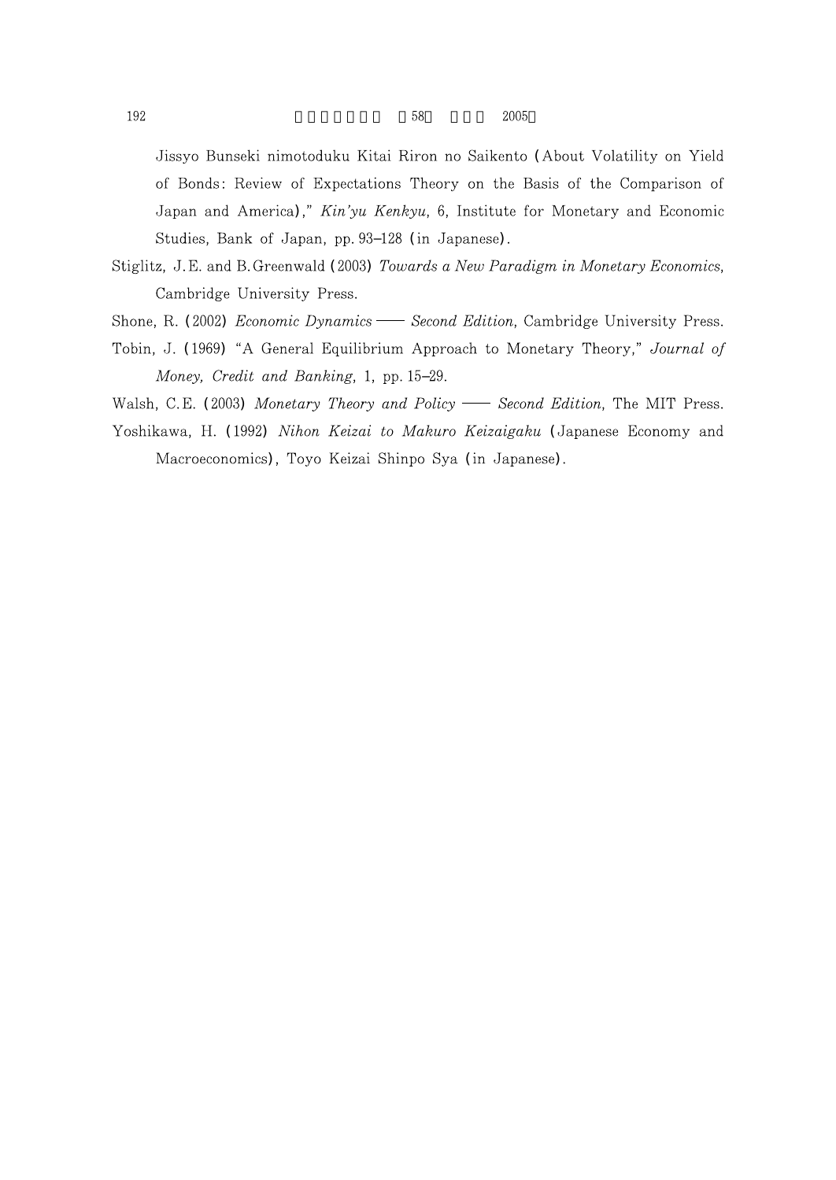Jissyo Bunseki nimotoduku Kitai Riron no Saikento (About Volatility on Yield of Bonds: Review of Expectations Theory on the Basis of the Comparison of Japan and America)," *Kin'yu Kenkyu*, 6, Institute for Monetary and Economic Studies, Bank of Japan, pp. 93–128 (in Japanese).

Stiglitz, J.E. and B. Greenwald (2003) *Towards a New Paradigm in Monetary Economics*, Cambridge University Press.

Shone, R. (2002) *Economic Dynamics —— Second Edition*, Cambridge University Press.

Tobin, J. (1969) "A General Equilibrium Approach to Monetary Theory," *Journal of Money, Credit and Banking*, 1, pp. 15–29.

Walsh, C.E. (2003) *Monetary Theory and Policy —— Second Edition*, The MIT Press.

Yoshikawa, H. (1992) *Nihon Keizai to Makuro Keizaigaku* (Japanese Economy and Macroeconomics), Toyo Keizai Shinpo Sya (in Japanese).